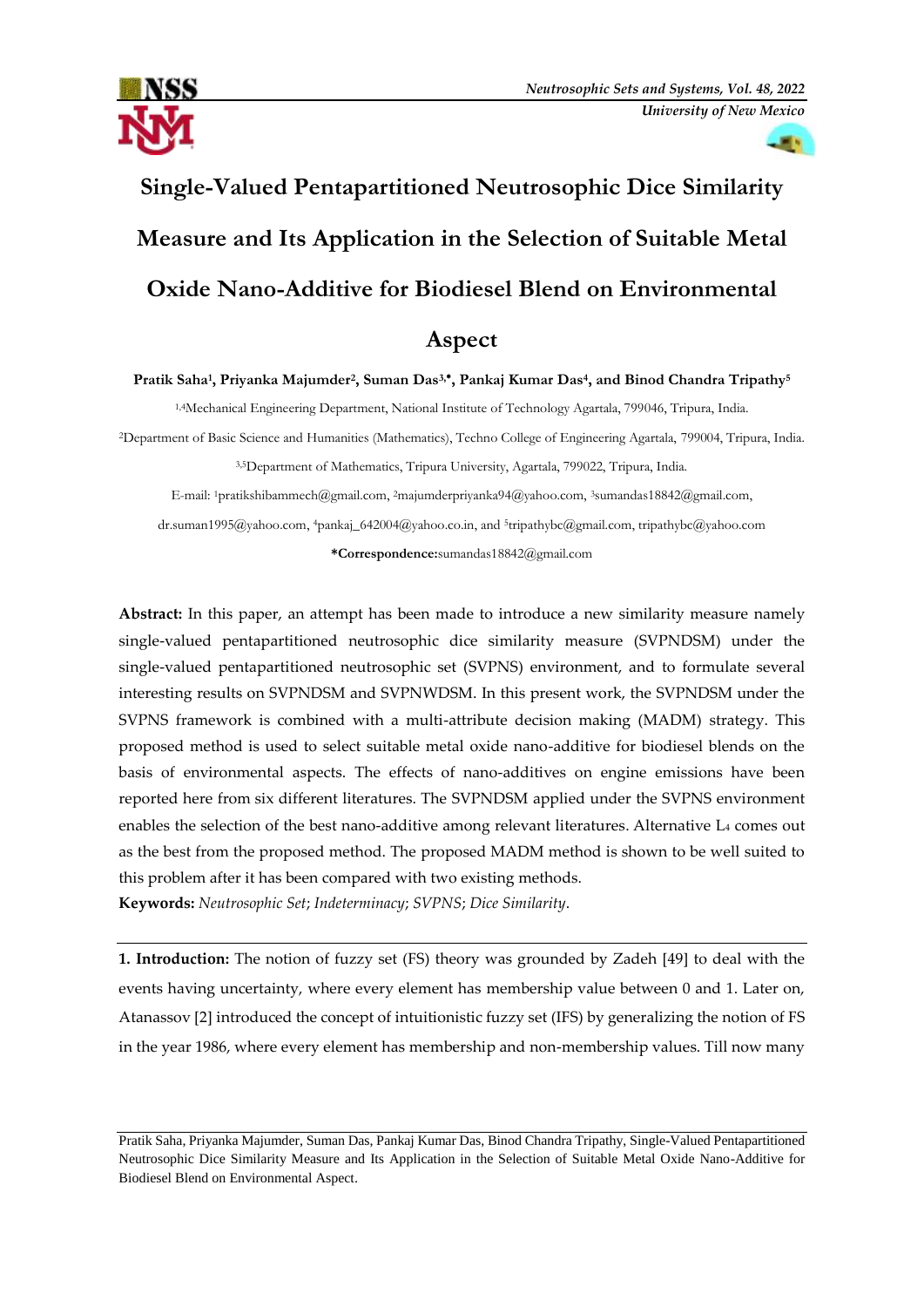# Single-Valued Pentapartitioned Neutrosophic Dice Similarity Measure and Its Application in the Selection of Suitable Metal Oxide Nano-Additive for Biodiesel Blend on Environmental Aspect

**Pratik Saha[1], Priyanka Majumder[2], Suman Das[3,*], Pankaj Kumar Das[4], and Binod Chandra Tripathy[5]**

[1,4]Mechanical Engineering Department, National Institute of Technology Agartala, 799046, Tripura, India.

[2]Department of Basic Science and Humanities (Mathematics), Techno College of Engineering Agartala, 799004, Tripura, India.

[3,5]Department of Mathematics, Tripura University, Agartala, 799022, Tripura, India.

E-mail: [1]pratikshibammech@gmail.com, [2]majumderpriyanka94@yahoo.com, [3]sumandas18842@gmail.com, dr.suman1995@yahoo.com, [4]pankaj_642004@yahoo.co.in, and [5]tripathybc@gmail.com, tripathybc@yahoo.com

**\*Correspondence:** sumandas18842@gmail.com

**Abstract:** In this paper, an attempt has been made to introduce a new similarity measure namely single-valued pentapartitioned neutrosophic dice similarity measure (SVPNDSM) under the single-valued pentapartitioned neutrosophic set (SVPNS) environment, and to formulate several interesting results on SVPNDSM and SVPNWDSM. In this present work, the SVPNDSM under the SVPNS framework is combined with a multi-attribute decision making (MADM) strategy. This proposed method is used to select suitable metal oxide nano-additive for biodiesel blends on the basis of environmental aspects. The effects of nano-additives on engine emissions have been reported here from six different literatures. The SVPNDSM applied under the SVPNS environment enables the selection of the best nano-additive among relevant literatures. Alternative $L_4$ comes out as the best from the proposed method. The proposed MADM method is shown to be well suited to this problem after it has been compared with two existing methods.

**Keywords:** *Neutrosophic Set*; *Indeterminacy*; *SVPNS*; *Dice Similarity*.

**1. Introduction:** The notion of fuzzy set (FS) theory was grounded by Zadeh [49] to deal with the events having uncertainty, where every element has membership value between 0 and 1. Later on, Atanassov [2] introduced the concept of intuitionistic fuzzy set (IFS) by generalizing the notion of FS in the year 1986, where every element has membership and non-membership values. Till now many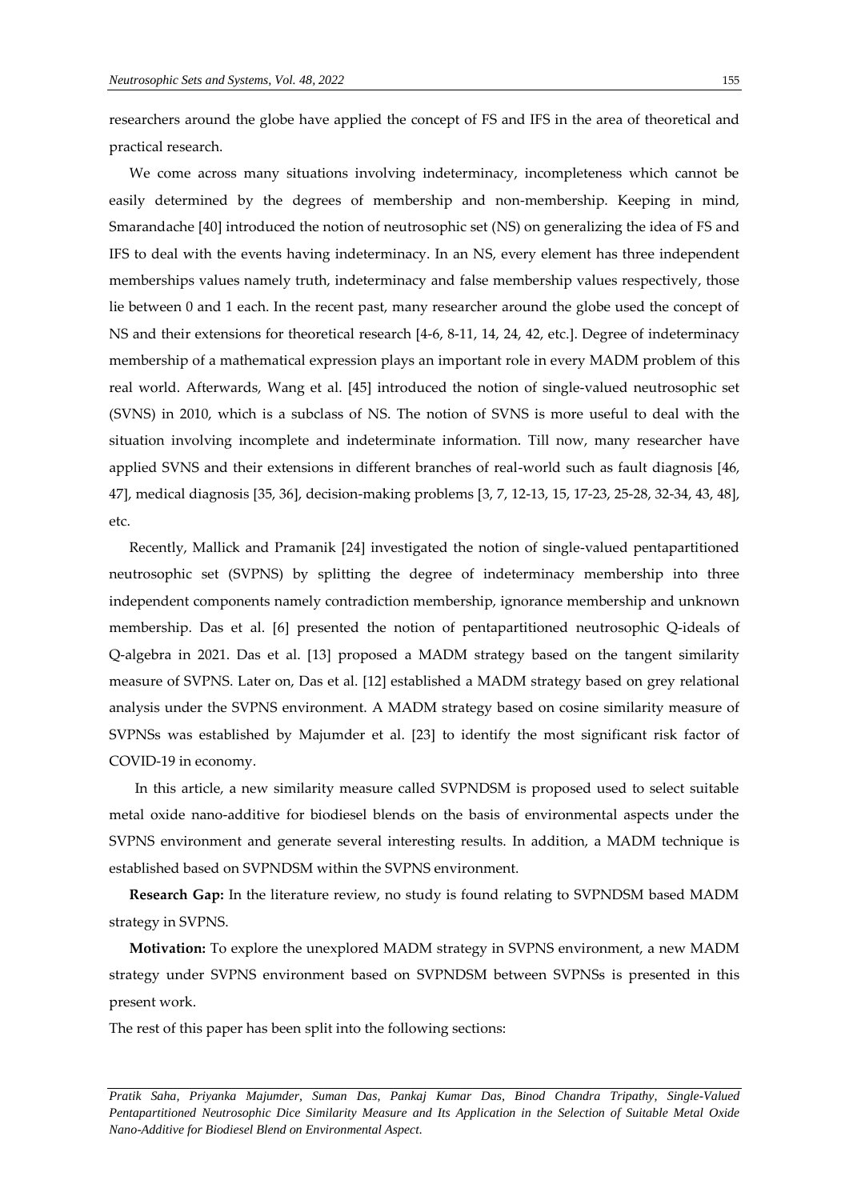researchers around the globe have applied the concept of FS and IFS in the area of theoretical and practical research.

We come across many situations involving indeterminacy, incompleteness which cannot be easily determined by the degrees of membership and non-membership. Keeping in mind, Smarandache [40] introduced the notion of neutrosophic set (NS) on generalizing the idea of FS and IFS to deal with the events having indeterminacy. In an NS, every element has three independent memberships values namely truth, indeterminacy and false membership values respectively, those lie between 0 and 1 each. In the recent past, many researcher around the globe used the concept of NS and their extensions for theoretical research [4-6, 8-11, 14, 24, 42, etc.]. Degree of indeterminacy membership of a mathematical expression plays an important role in every MADM problem of this real world. Afterwards, Wang et al. [45] introduced the notion of single-valued neutrosophic set (SVNS) in 2010, which is a subclass of NS. The notion of SVNS is more useful to deal with the situation involving incomplete and indeterminate information. Till now, many researcher have applied SVNS and their extensions in different branches of real-world such as fault diagnosis [46, 47], medical diagnosis [35, 36], decision-making problems [3, 7, 12-13, 15, 17-23, 25-28, 32-34, 43, 48], etc.

Recently, Mallick and Pramanik [24] investigated the notion of single-valued pentapartitioned neutrosophic set (SVPNS) by splitting the degree of indeterminacy membership into three independent components namely contradiction membership, ignorance membership and unknown membership. Das et al. [6] presented the notion of pentapartitioned neutrosophic Q-ideals of Q-algebra in 2021. Das et al. [13] proposed a MADM strategy based on the tangent similarity measure of SVPNS. Later on, Das et al. [12] established a MADM strategy based on grey relational analysis under the SVPNS environment. A MADM strategy based on cosine similarity measure of SVPNSs was established by Majumder et al. [23] to identify the most significant risk factor of COVID-19 in economy.

In this article, a new similarity measure called SVPNDSM is proposed used to select suitable metal oxide nano-additive for biodiesel blends on the basis of environmental aspects under the SVPNS environment and generate several interesting results. In addition, a MADM technique is established based on SVPNDSM within the SVPNS environment.

**Research Gap:** In the literature review, no study is found relating to SVPNDSM based MADM strategy in SVPNS.

**Motivation:** To explore the unexplored MADM strategy in SVPNS environment, a new MADM strategy under SVPNS environment based on SVPNDSM between SVPNSs is presented in this present work.

The rest of this paper has been split into the following sections: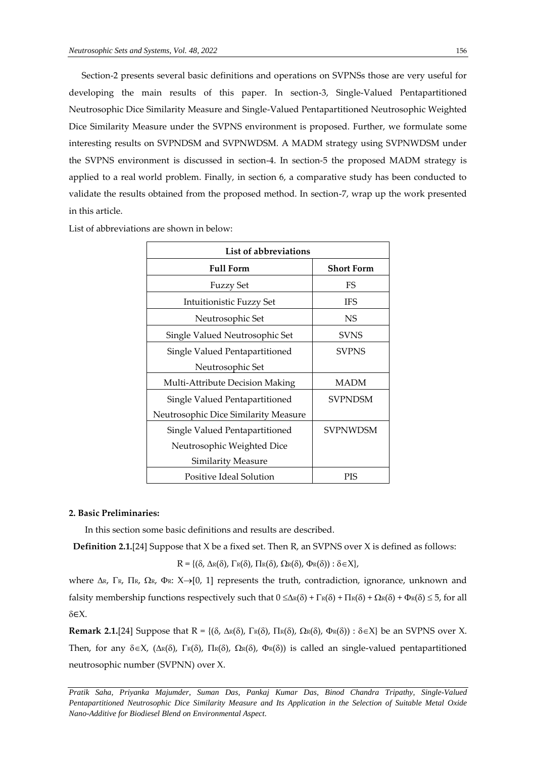Section-2 presents several basic definitions and operations on SVPNSs those are very useful for developing the main results of this paper. In section-3, Single-Valued Pentapartitioned Neutrosophic Dice Similarity Measure and Single-Valued Pentapartitioned Neutrosophic Weighted Dice Similarity Measure under the SVPNS environment is proposed. Further, we formulate some interesting results on SVPNDSM and SVPNWDSM. A MADM strategy using SVPNWDSM under the SVPNS environment is discussed in section-4. In section-5 the proposed MADM strategy is applied to a real world problem. Finally, in section 6, a comparative study has been conducted to validate the results obtained from the proposed method. In section-7, wrap up the work presented in this article.

List of abbreviations are shown in below:

| List of abbreviations | |
|---|---|
| **Full Form** | **Short Form** |
| Fuzzy Set | FS |
| Intuitionistic Fuzzy Set | IFS |
| Neutrosophic Set | NS |
| Single Valued Neutrosophic Set | SVNS |
| Single Valued Pentapartitioned Neutrosophic Set | SVPNS |
| Multi-Attribute Decision Making | MADM |
| Single Valued Pentapartitioned Neutrosophic Dice Similarity Measure | SVPNDSM |
| Single Valued Pentapartitioned Neutrosophic Weighted Dice Similarity Measure | SVPNWDSM |
| Positive Ideal Solution | PIS |

**2. Basic Preliminaries:**

In this section some basic definitions and results are described.

**Definition 2.1.**[24] Suppose that X be a fixed set. Then R, an SVPNS over X is defined as follows:

$$R = \{(\delta, \Delta_R(\delta), \Gamma_R(\delta), \Pi_R(\delta), \Omega_R(\delta), \Phi_R(\delta)) : \delta \in X\},$$

where $\Delta_R$, $\Gamma_R$, $\Pi_R$, $\Omega_R$, $\Phi_R$: $X \rightarrow [0, 1]$ represents the truth, contradiction, ignorance, unknown and falsity membership functions respectively such that $0 \leq \Delta_R(\delta) + \Gamma_R(\delta) + \Pi_R(\delta) + \Omega_R(\delta) + \Phi_R(\delta) \leq 5$, for all $\delta \in X$.

**Remark 2.1.**[24] Suppose that $R = \{(\delta, \Delta_R(\delta), \Gamma_R(\delta), \Pi_R(\delta), \Omega_R(\delta), \Phi_R(\delta)) : \delta \in X\}$ be an SVPNS over X. Then, for any $\delta \in X$, $(\Delta_R(\delta), \Gamma_R(\delta), \Pi_R(\delta), \Omega_R(\delta), \Phi_R(\delta))$ is called an single-valued pentapartitioned neutrosophic number (SVPNN) over X.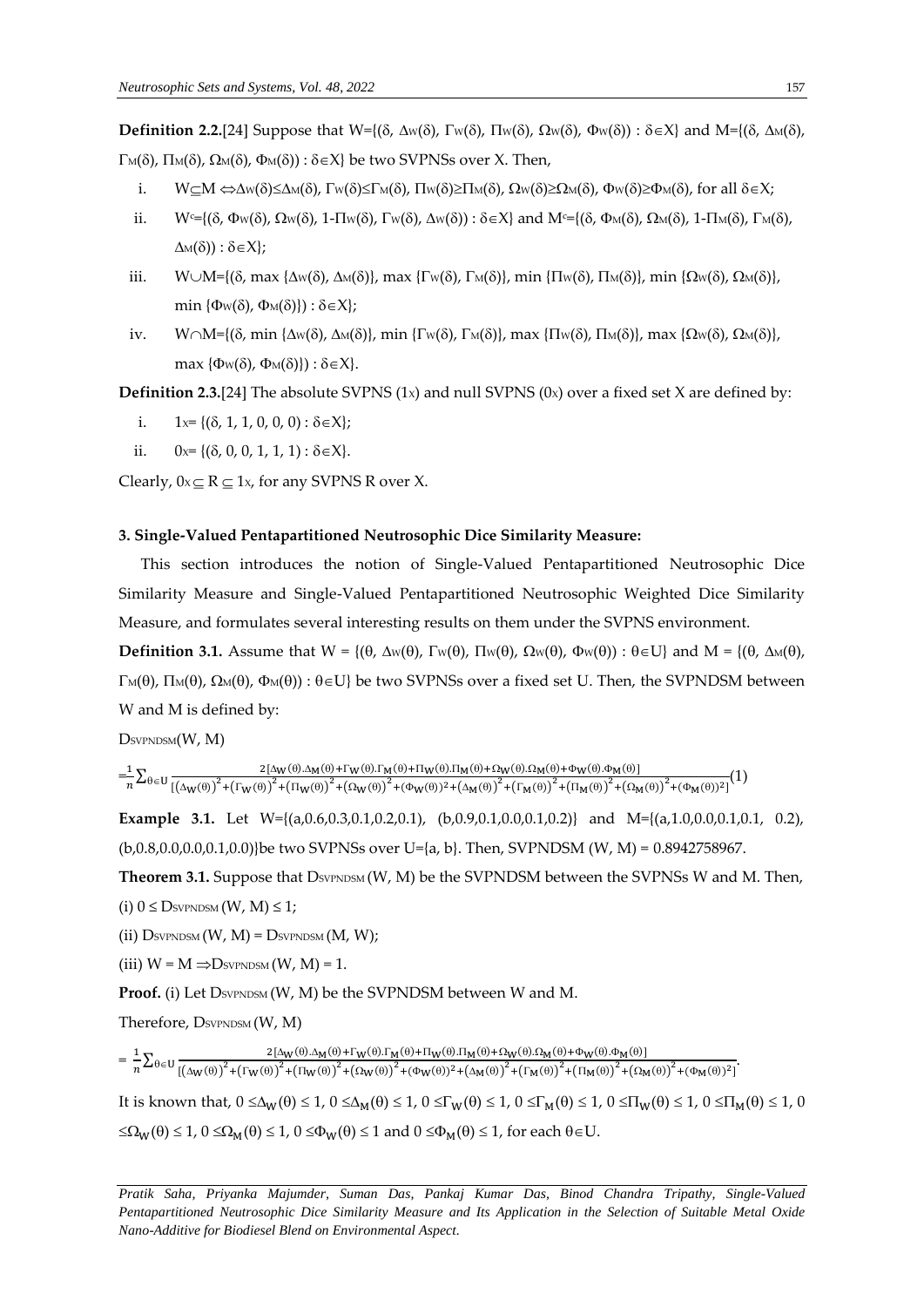**Definition 2.2.**[24] Suppose that $W=\{(\delta, \Delta_W(\delta), \Gamma_W(\delta), \Pi_W(\delta), \Omega_W(\delta), \Phi_W(\delta)) : \delta\in X\}$ and $M=\{(\delta, \Delta_M(\delta), \Gamma_M(\delta), \Pi_M(\delta), \Omega_M(\delta), \Phi_M(\delta)) : \delta\in X\}$ be two SVPNSs over X. Then,

i. $W\subseteq M \Leftrightarrow \Delta_W(\delta)\leq\Delta_M(\delta), \Gamma_W(\delta)\leq\Gamma_M(\delta), \Pi_W(\delta)\geq\Pi_M(\delta), \Omega_W(\delta)\geq\Omega_M(\delta), \Phi_W(\delta)\geq\Phi_M(\delta)$, for all $\delta\in X$;

ii. $W^c=\{(\delta, \Phi_W(\delta), \Omega_W(\delta), 1-\Pi_W(\delta), \Gamma_W(\delta), \Delta_W(\delta)) : \delta\in X\}$ and $M^c=\{(\delta, \Phi_M(\delta), \Omega_M(\delta), 1-\Pi_M(\delta), \Gamma_M(\delta), \Delta_M(\delta)) : \delta\in X\}$;

iii. $W\cup M=\{(\delta, \max\{\Delta_W(\delta), \Delta_M(\delta)\}, \max\{\Gamma_W(\delta), \Gamma_M(\delta)\}, \min\{\Pi_W(\delta), \Pi_M(\delta)\}, \min\{\Omega_W(\delta), \Omega_M(\delta)\}, \min\{\Phi_W(\delta), \Phi_M(\delta)\}) : \delta\in X\}$;

iv. $W\cap M=\{(\delta, \min\{\Delta_W(\delta), \Delta_M(\delta)\}, \min\{\Gamma_W(\delta), \Gamma_M(\delta)\}, \max\{\Pi_W(\delta), \Pi_M(\delta)\}, \max\{\Omega_W(\delta), \Omega_M(\delta)\}, \max\{\Phi_W(\delta), \Phi_M(\delta)\}) : \delta\in X\}$.

**Definition 2.3.**[24] The absolute SVPNS ($1_X$) and null SVPNS ($0_X$) over a fixed set X are defined by:

i. $1_X= \{(\delta, 1, 1, 0, 0, 0) : \delta\in X\}$;

ii. $0_X= \{(\delta, 0, 0, 1, 1, 1) : \delta\in X\}$.

Clearly, $0_X\subseteq R \subseteq 1_X$, for any SVPNS R over X.

### 3. Single-Valued Pentapartitioned Neutrosophic Dice Similarity Measure:

This section introduces the notion of Single-Valued Pentapartitioned Neutrosophic Dice Similarity Measure and Single-Valued Pentapartitioned Neutrosophic Weighted Dice Similarity Measure, and formulates several interesting results on them under the SVPNS environment.

**Definition 3.1.** Assume that $W = \{(\theta, \Delta_W(\theta), \Gamma_W(\theta), \Pi_W(\theta), \Omega_W(\theta), \Phi_W(\theta)) : \theta\in U\}$ and $M = \{(\theta, \Delta_M(\theta), \Gamma_M(\theta), \Pi_M(\theta), \Omega_M(\theta), \Phi_M(\theta)) : \theta\in U\}$ be two SVPNSs over a fixed set U. Then, the SVPNDSM between W and M is defined by:

$D_{SVPNDSM}(W, M)$

$$=\frac{1}{n}\sum_{\theta\in U}\frac{2[\Delta_W(\theta).\Delta_M(\theta)+\Gamma_W(\theta).\Gamma_M(\theta)+\Pi_W(\theta).\Pi_M(\theta)+\Omega_W(\theta).\Omega_M(\theta)+\Phi_W(\theta).\Phi_M(\theta)]}{[(\Delta_W(\theta))^2+(\Gamma_W(\theta))^2+(\Pi_W(\theta))^2+(\Omega_W(\theta))^2+(\Phi_W(\theta))^2+(\Delta_M(\theta))^2+(\Gamma_M(\theta))^2+(\Pi_M(\theta))^2+(\Omega_M(\theta))^2+(\Phi_M(\theta))^2]} \quad (1)$$

**Example 3.1.** Let W={(a,0.6,0.3,0.1,0.2,0.1), (b,0.9,0.1,0.0,0.1,0.2)} and M={(a,1.0,0.0,0.1,0.1, 0.2), (b,0.8,0.0,0.0,0.1,0.0)}be two SVPNSs over U={a, b}. Then, SVPNDSM (W, M) = 0.8942758967.

**Theorem 3.1.** Suppose that $D_{SVPNDSM}(W, M)$ be the SVPNDSM between the SVPNSs W and M. Then,

(i) $0 \leq D_{SVPNDSM}(W, M) \leq 1$;

(ii) $D_{SVPNDSM}(W, M) = D_{SVPNDSM}(M, W)$;

(iii) $W = M \Rightarrow D_{SVPNDSM}(W, M) = 1$.

**Proof.** (i) Let $D_{SVPNDSM}(W, M)$ be the SVPNDSM between W and M.

Therefore, $D_{SVPNDSM}(W, M)$

$$= \frac{1}{n}\sum_{\theta\in U}\frac{2[\Delta_W(\theta).\Delta_M(\theta)+\Gamma_W(\theta).\Gamma_M(\theta)+\Pi_W(\theta).\Pi_M(\theta)+\Omega_W(\theta).\Omega_M(\theta)+\Phi_W(\theta).\Phi_M(\theta)]}{[(\Delta_W(\theta))^2+(\Gamma_W(\theta))^2+(\Pi_W(\theta))^2+(\Omega_W(\theta))^2+(\Phi_W(\theta))^2+(\Delta_M(\theta))^2+(\Gamma_M(\theta))^2+(\Pi_M(\theta))^2+(\Omega_M(\theta))^2+(\Phi_M(\theta))^2]}.$$

It is known that, $0 \leq\Delta_W(\theta) \leq 1$, $0 \leq\Delta_M(\theta) \leq 1$, $0 \leq\Gamma_W(\theta) \leq 1$, $0 \leq\Gamma_M(\theta) \leq 1$, $0 \leq\Pi_W(\theta) \leq 1$, $0 \leq\Pi_M(\theta) \leq 1$, $0 \leq\Omega_W(\theta) \leq 1$, $0 \leq\Omega_M(\theta) \leq 1$, $0 \leq\Phi_W(\theta) \leq 1$ and $0 \leq\Phi_M(\theta) \leq 1$, for each $\theta\in U$.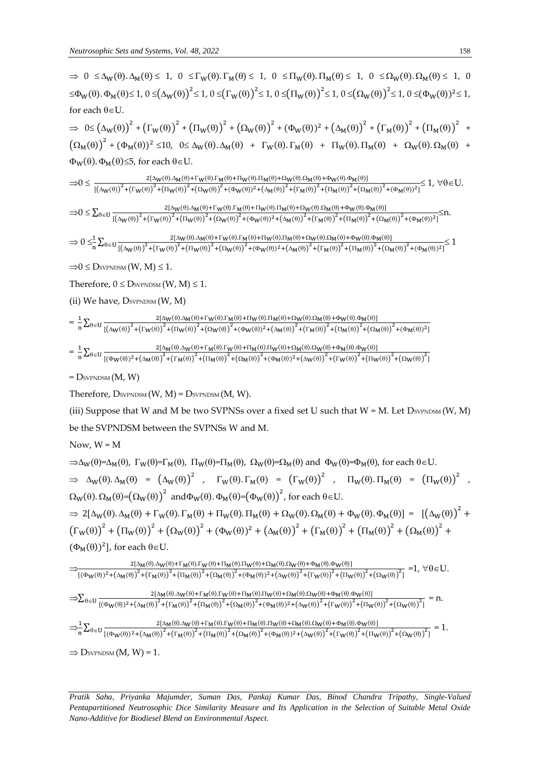$\Rightarrow\ 0 \le \Delta_W(\theta).\Delta_M(\theta) \le 1,\ 0 \le \Gamma_W(\theta).\Gamma_M(\theta) \le 1,\ 0 \le \Pi_W(\theta).\Pi_M(\theta) \le 1,\ 0 \le \Omega_W(\theta).\Omega_M(\theta) \le 1,\ 0 \le \Phi_W(\theta).\Phi_M(\theta) \le 1,\ 0 \le (\Delta_W(\theta))^2 \le 1,\ 0 \le (\Gamma_W(\theta))^2 \le 1,\ 0 \le (\Pi_W(\theta))^2 \le 1,\ 0 \le (\Omega_W(\theta))^2 \le 1,\ 0 \le (\Phi_W(\theta))^2 \le 1$, for each $\theta \in U$.

$\Rightarrow\ 0 \le (\Delta_W(\theta))^2 + (\Gamma_W(\theta))^2 + (\Pi_W(\theta))^2 + (\Omega_W(\theta))^2 + (\Phi_W(\theta))^2 + (\Delta_M(\theta))^2 + (\Gamma_M(\theta))^2 + (\Pi_M(\theta))^2 + (\Omega_M(\theta))^2 + (\Phi_M(\theta))^2 \le 10,\ 0 \le \Delta_W(\theta).\Delta_M(\theta) + \Gamma_W(\theta).\Gamma_M(\theta) + \Pi_W(\theta).\Pi_M(\theta) + \Omega_W(\theta).\Omega_M(\theta) + \Phi_W(\theta).\Phi_M(\theta) \le 5$, for each $\theta \in U$.

$$\Rightarrow 0 \le \frac{2[\Delta_W(\theta).\Delta_M(\theta)+\Gamma_W(\theta).\Gamma_M(\theta)+\Pi_W(\theta).\Pi_M(\theta)+\Omega_W(\theta).\Omega_M(\theta)+\Phi_W(\theta).\Phi_M(\theta)]}{[(\Delta_W(\theta))^2+(\Gamma_W(\theta))^2+(\Pi_W(\theta))^2+(\Omega_W(\theta))^2+(\Phi_W(\theta))^2+(\Delta_M(\theta))^2+(\Gamma_M(\theta))^2+(\Pi_M(\theta))^2+(\Omega_M(\theta))^2+(\Phi_M(\theta))^2]} \le 1,\ \forall \theta \in U.$$

$$\Rightarrow 0 \le \sum_{\theta \in U} \frac{2[\Delta_W(\theta).\Delta_M(\theta)+\Gamma_W(\theta).\Gamma_M(\theta)+\Pi_W(\theta).\Pi_M(\theta)+\Omega_W(\theta).\Omega_M(\theta)+\Phi_W(\theta).\Phi_M(\theta)]}{[(\Delta_W(\theta))^2+(\Gamma_W(\theta))^2+(\Pi_W(\theta))^2+(\Omega_W(\theta))^2+(\Phi_W(\theta))^2+(\Delta_M(\theta))^2+(\Gamma_M(\theta))^2+(\Pi_M(\theta))^2+(\Omega_M(\theta))^2+(\Phi_M(\theta))^2]} \le n.$$

$$\Rightarrow 0 \le \frac{1}{n}\sum_{\theta \in U} \frac{2[\Delta_W(\theta).\Delta_M(\theta)+\Gamma_W(\theta).\Gamma_M(\theta)+\Pi_W(\theta).\Pi_M(\theta)+\Omega_W(\theta).\Omega_M(\theta)+\Phi_W(\theta).\Phi_M(\theta)]}{[(\Delta_W(\theta))^2+(\Gamma_W(\theta))^2+(\Pi_W(\theta))^2+(\Omega_W(\theta))^2+(\Phi_W(\theta))^2+(\Delta_M(\theta))^2+(\Gamma_M(\theta))^2+(\Pi_M(\theta))^2+(\Omega_M(\theta))^2+(\Phi_M(\theta))^2]} \le 1$$

$\Rightarrow 0 \le D_{SVPNDSM}(W, M) \le 1$.

Therefore, $0 \le D_{SVPNDSM}(W, M) \le 1$.

(ii) We have, $D_{SVPNDSM}(W, M)$

$$= \frac{1}{n}\sum_{\theta \in U} \frac{2[\Delta_W(\theta).\Delta_M(\theta)+\Gamma_W(\theta).\Gamma_M(\theta)+\Pi_W(\theta).\Pi_M(\theta)+\Omega_W(\theta).\Omega_M(\theta)+\Phi_W(\theta).\Phi_M(\theta)]}{[(\Delta_W(\theta))^2+(\Gamma_W(\theta))^2+(\Pi_W(\theta))^2+(\Omega_W(\theta))^2+(\Phi_W(\theta))^2+(\Delta_M(\theta))^2+(\Gamma_M(\theta))^2+(\Pi_M(\theta))^2+(\Omega_M(\theta))^2+(\Phi_M(\theta))^2]}$$

$$= \frac{1}{n}\sum_{\theta \in U} \frac{2[\Delta_M(\theta).\Delta_W(\theta)+\Gamma_M(\theta).\Gamma_W(\theta)+\Pi_M(\theta).\Pi_W(\theta)+\Omega_M(\theta).\Omega_W(\theta)+\Phi_M(\theta).\Phi_W(\theta)]}{[(\Phi_W(\theta))^2+(\Delta_M(\theta))^2+(\Gamma_M(\theta))^2+(\Pi_M(\theta))^2+(\Omega_M(\theta))^2+(\Phi_M(\theta))^2+(\Delta_W(\theta))^2+(\Gamma_W(\theta))^2+(\Pi_W(\theta))^2+(\Omega_W(\theta))^2]}$$

$= D_{SVPNDSM}(M, W)$

Therefore, $D_{SVPNDSM}(W, M) = D_{SVPNDSM}(M, W)$.

(iii) Suppose that W and M be two SVPNSs over a fixed set U such that W = M. Let $D_{SVPNDSM}(W, M)$ be the SVPNDSM between the SVPNSs W and M.

Now, W = M

$\Rightarrow \Delta_W(\theta)=\Delta_M(\theta),\ \Gamma_W(\theta)=\Gamma_M(\theta),\ \Pi_W(\theta)=\Pi_M(\theta),\ \Omega_W(\theta)=\Omega_M(\theta)$ and $\Phi_W(\theta)=\Phi_M(\theta)$, for each $\theta \in U$.

$\Rightarrow\ \Delta_W(\theta).\Delta_M(\theta) = (\Delta_W(\theta))^2,\ \Gamma_W(\theta).\Gamma_M(\theta) = (\Gamma_W(\theta))^2,\ \Pi_W(\theta).\Pi_M(\theta) = (\Pi_W(\theta))^2,\ \Omega_W(\theta).\Omega_M(\theta)=(\Omega_W(\theta))^2$ and $\Phi_W(\theta).\Phi_M(\theta)=(\Phi_W(\theta))^2$, for each $\theta \in U$.

$\Rightarrow\ 2[\Delta_W(\theta).\Delta_M(\theta) + \Gamma_W(\theta).\Gamma_M(\theta) + \Pi_W(\theta).\Pi_M(\theta) + \Omega_W(\theta).\Omega_M(\theta) + \Phi_W(\theta).\Phi_M(\theta)] = [(\Delta_W(\theta))^2 + (\Gamma_W(\theta))^2 + (\Pi_W(\theta))^2 + (\Omega_W(\theta))^2 + (\Phi_W(\theta))^2 + (\Delta_M(\theta))^2 + (\Gamma_M(\theta))^2 + (\Pi_M(\theta))^2 + (\Omega_M(\theta))^2 + (\Phi_M(\theta))^2]$, for each $\theta \in U$.

$$\Rightarrow \frac{2[\Delta_M(\theta).\Delta_W(\theta)+\Gamma_M(\theta).\Gamma_W(\theta)+\Pi_M(\theta).\Pi_W(\theta)+\Omega_M(\theta).\Omega_W(\theta)+\Phi_M(\theta).\Phi_W(\theta)]}{[(\Phi_W(\theta))^2+(\Delta_M(\theta))^2+(\Gamma_M(\theta))^2+(\Pi_M(\theta))^2+(\Omega_M(\theta))^2+(\Phi_M(\theta))^2+(\Delta_W(\theta))^2+(\Gamma_W(\theta))^2+(\Pi_W(\theta))^2+(\Omega_W(\theta))^2]} = 1,\ \forall \theta \in U.$$

$$\Rightarrow \sum_{\theta \in U} \frac{2[\Delta_M(\theta).\Delta_W(\theta)+\Gamma_M(\theta).\Gamma_W(\theta)+\Pi_M(\theta).\Pi_W(\theta)+\Omega_M(\theta).\Omega_W(\theta)+\Phi_M(\theta).\Phi_W(\theta)]}{[(\Phi_W(\theta))^2+(\Delta_M(\theta))^2+(\Gamma_M(\theta))^2+(\Pi_M(\theta))^2+(\Omega_M(\theta))^2+(\Phi_M(\theta))^2+(\Delta_W(\theta))^2+(\Gamma_W(\theta))^2+(\Pi_W(\theta))^2+(\Omega_W(\theta))^2]} = n.$$

$$\Rightarrow \frac{1}{n}\sum_{\theta \in U} \frac{2[\Delta_M(\theta).\Delta_W(\theta)+\Gamma_M(\theta).\Gamma_W(\theta)+\Pi_M(\theta).\Pi_W(\theta)+\Omega_M(\theta).\Omega_W(\theta)+\Phi_M(\theta).\Phi_W(\theta)]}{[(\Phi_W(\theta))^2+(\Delta_M(\theta))^2+(\Gamma_M(\theta))^2+(\Pi_M(\theta))^2+(\Omega_M(\theta))^2+(\Phi_M(\theta))^2+(\Delta_W(\theta))^2+(\Gamma_W(\theta))^2+(\Pi_W(\theta))^2+(\Omega_W(\theta))^2]} = 1.$$

$\Rightarrow D_{SVPNDSM}(M, W) = 1$.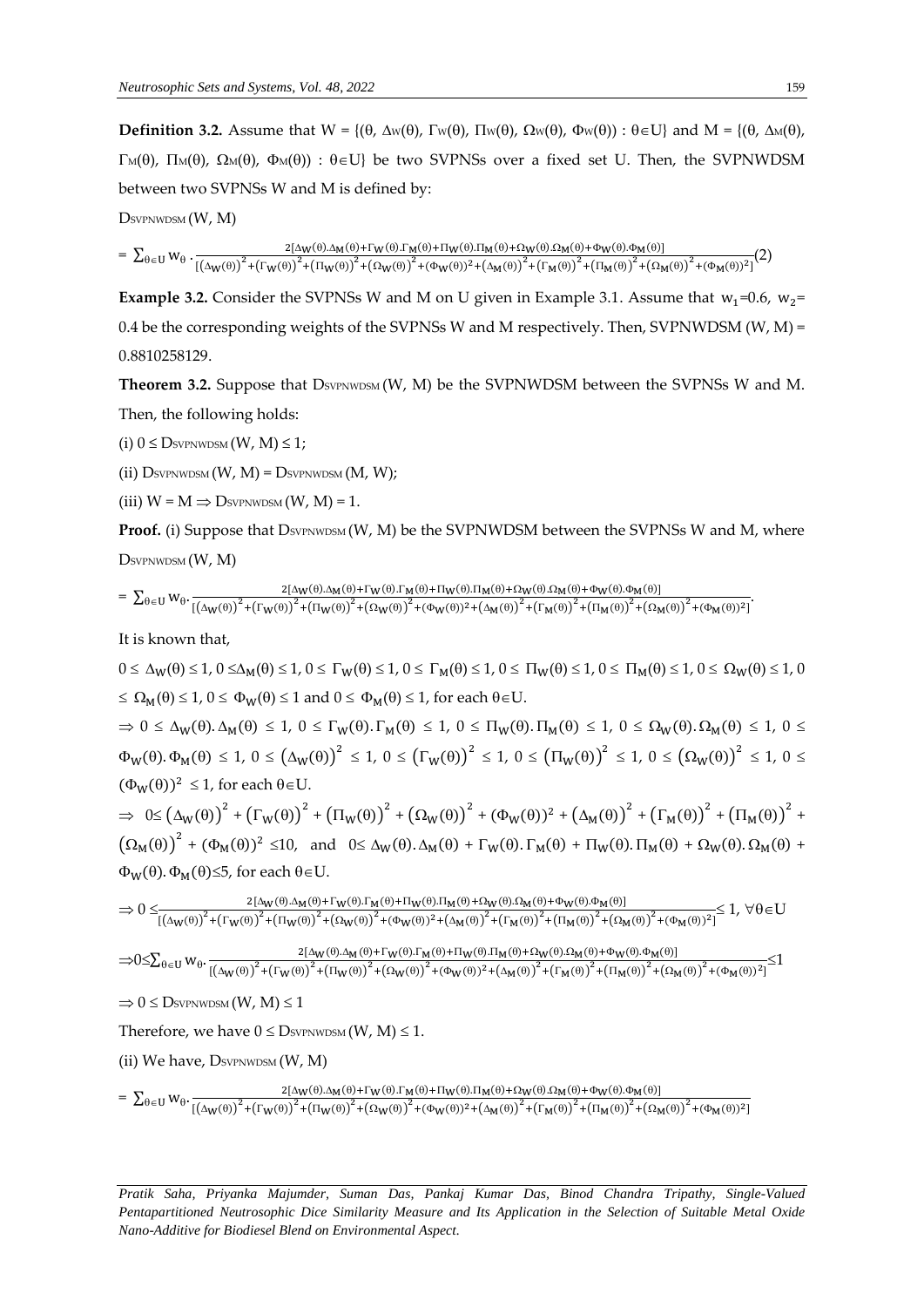**Definition 3.2.** Assume that W = {(θ, $\Delta_W(\theta)$, $\Gamma_W(\theta)$, $\Pi_W(\theta)$, $\Omega_W(\theta)$, $\Phi_W(\theta)$) : θ∈U} and M = {(θ, $\Delta_M(\theta)$, $\Gamma_M(\theta)$, $\Pi_M(\theta)$, $\Omega_M(\theta)$, $\Phi_M(\theta)$) : θ∈U} be two SVPNSs over a fixed set U. Then, the SVPNWDSM between two SVPNSs W and M is defined by:

$D_{SVPNWDSM}(W, M)$

$$= \sum_{\theta\in U} w_\theta \cdot \frac{2[\Delta_W(\theta).\Delta_M(\theta)+\Gamma_W(\theta).\Gamma_M(\theta)+\Pi_W(\theta).\Pi_M(\theta)+\Omega_W(\theta).\Omega_M(\theta)+\Phi_W(\theta).\Phi_M(\theta)]}{[(\Delta_W(\theta))^2+(\Gamma_W(\theta))^2+(\Pi_W(\theta))^2+(\Omega_W(\theta))^2+(\Phi_W(\theta))^2+(\Delta_M(\theta))^2+(\Gamma_M(\theta))^2+(\Pi_M(\theta))^2+(\Omega_M(\theta))^2+(\Phi_M(\theta))^2]} \quad (2)$$

**Example 3.2.** Consider the SVPNSs W and M on U given in Example 3.1. Assume that $w_1$=0.6, $w_2$= 0.4 be the corresponding weights of the SVPNSs W and M respectively. Then, SVPNWDSM (W, M) = 0.8810258129.

**Theorem 3.2.** Suppose that $D_{SVPNWDSM}(W, M)$ be the SVPNWDSM between the SVPNSs W and M. Then, the following holds:

(i) $0 \le D_{SVPNWDSM}(W, M) \le 1$;

(ii) $D_{SVPNWDSM}(W, M) = D_{SVPNWDSM}(M, W)$;

(iii) $W = M \Rightarrow D_{SVPNWDSM}(W, M) = 1$.

**Proof.** (i) Suppose that $D_{SVPNWDSM}(W, M)$ be the SVPNWDSM between the SVPNSs W and M, where $D_{SVPNWDSM}(W, M)$

$$= \sum_{\theta\in U} w_\theta \cdot \frac{2[\Delta_W(\theta).\Delta_M(\theta)+\Gamma_W(\theta).\Gamma_M(\theta)+\Pi_W(\theta).\Pi_M(\theta)+\Omega_W(\theta).\Omega_M(\theta)+\Phi_W(\theta).\Phi_M(\theta)]}{[(\Delta_W(\theta))^2+(\Gamma_W(\theta))^2+(\Pi_W(\theta))^2+(\Omega_W(\theta))^2+(\Phi_W(\theta))^2+(\Delta_M(\theta))^2+(\Gamma_M(\theta))^2+(\Pi_M(\theta))^2+(\Omega_M(\theta))^2+(\Phi_M(\theta))^2]}.$$

It is known that,

$0 \le \Delta_W(\theta) \le 1$, $0 \le \Delta_M(\theta) \le 1$, $0 \le \Gamma_W(\theta) \le 1$, $0 \le \Gamma_M(\theta) \le 1$, $0 \le \Pi_W(\theta) \le 1$, $0 \le \Pi_M(\theta) \le 1$, $0 \le \Omega_W(\theta) \le 1$, $0 \le \Omega_M(\theta) \le 1$, $0 \le \Phi_W(\theta) \le 1$ and $0 \le \Phi_M(\theta) \le 1$, for each θ∈U.

$\Rightarrow 0 \le \Delta_W(\theta).\Delta_M(\theta) \le 1$, $0 \le \Gamma_W(\theta).\Gamma_M(\theta) \le 1$, $0 \le \Pi_W(\theta).\Pi_M(\theta) \le 1$, $0 \le \Omega_W(\theta).\Omega_M(\theta) \le 1$, $0 \le \Phi_W(\theta).\Phi_M(\theta) \le 1$, $0 \le (\Delta_W(\theta))^2 \le 1$, $0 \le (\Gamma_W(\theta))^2 \le 1$, $0 \le (\Pi_W(\theta))^2 \le 1$, $0 \le (\Omega_W(\theta))^2 \le 1$, $0 \le (\Phi_W(\theta))^2 \le 1$, for each θ∈U.

$\Rightarrow 0 \le (\Delta_W(\theta))^2 + (\Gamma_W(\theta))^2 + (\Pi_W(\theta))^2 + (\Omega_W(\theta))^2 + (\Phi_W(\theta))^2 + (\Delta_M(\theta))^2 + (\Gamma_M(\theta))^2 + (\Pi_M(\theta))^2 + (\Omega_M(\theta))^2 + (\Phi_M(\theta))^2 \le 10$, and $0 \le \Delta_W(\theta).\Delta_M(\theta) + \Gamma_W(\theta).\Gamma_M(\theta) + \Pi_W(\theta).\Pi_M(\theta) + \Omega_W(\theta).\Omega_M(\theta) + \Phi_W(\theta).\Phi_M(\theta) \le 5$, for each θ∈U.

$$\Rightarrow 0 \le \frac{2[\Delta_W(\theta).\Delta_M(\theta)+\Gamma_W(\theta).\Gamma_M(\theta)+\Pi_W(\theta).\Pi_M(\theta)+\Omega_W(\theta).\Omega_M(\theta)+\Phi_W(\theta).\Phi_M(\theta)]}{[(\Delta_W(\theta))^2+(\Gamma_W(\theta))^2+(\Pi_W(\theta))^2+(\Omega_W(\theta))^2+(\Phi_W(\theta))^2+(\Delta_M(\theta))^2+(\Gamma_M(\theta))^2+(\Pi_M(\theta))^2+(\Omega_M(\theta))^2+(\Phi_M(\theta))^2]} \le 1, \ \forall\theta\in U$$

$$\Rightarrow 0 \le \sum_{\theta\in U} w_\theta \cdot \frac{2[\Delta_W(\theta).\Delta_M(\theta)+\Gamma_W(\theta).\Gamma_M(\theta)+\Pi_W(\theta).\Pi_M(\theta)+\Omega_W(\theta).\Omega_M(\theta)+\Phi_W(\theta).\Phi_M(\theta)]}{[(\Delta_W(\theta))^2+(\Gamma_W(\theta))^2+(\Pi_W(\theta))^2+(\Omega_W(\theta))^2+(\Phi_W(\theta))^2+(\Delta_M(\theta))^2+(\Gamma_M(\theta))^2+(\Pi_M(\theta))^2+(\Omega_M(\theta))^2+(\Phi_M(\theta))^2]} \le 1$$

$\Rightarrow 0 \le D_{SVPNWDSM}(W, M) \le 1$

Therefore, we have $0 \le D_{SVPNWDSM}(W, M) \le 1$.

(ii) We have, $D_{SVPNWDSM}(W, M)$

$$= \sum_{\theta\in U} w_\theta \cdot \frac{2[\Delta_W(\theta).\Delta_M(\theta)+\Gamma_W(\theta).\Gamma_M(\theta)+\Pi_W(\theta).\Pi_M(\theta)+\Omega_W(\theta).\Omega_M(\theta)+\Phi_W(\theta).\Phi_M(\theta)]}{[(\Delta_W(\theta))^2+(\Gamma_W(\theta))^2+(\Pi_W(\theta))^2+(\Omega_W(\theta))^2+(\Phi_W(\theta))^2+(\Delta_M(\theta))^2+(\Gamma_M(\theta))^2+(\Pi_M(\theta))^2+(\Omega_M(\theta))^2+(\Phi_M(\theta))^2]}$$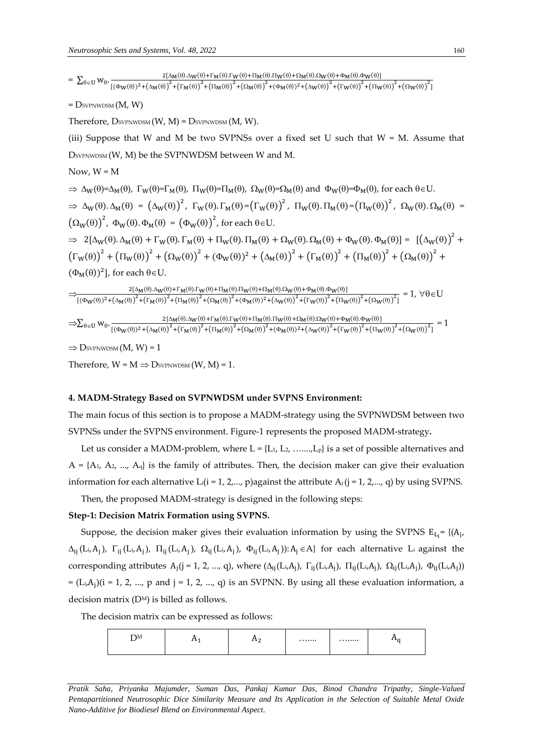$$= \sum_{\theta \in U} w_\theta . \frac{2[\Delta_M(\theta).\Delta_W(\theta)+\Gamma_M(\theta).\Gamma_W(\theta)+\Pi_M(\theta).\Pi_W(\theta)+\Omega_M(\theta).\Omega_W(\theta)+\Phi_M(\theta).\Phi_W(\theta)]}{[(\Phi_W(\theta))^2+(\Delta_M(\theta))^2+(\Gamma_M(\theta))^2+(\Pi_M(\theta))^2+(\Omega_M(\theta))^2+(\Phi_M(\theta))^2+(\Delta_W(\theta))^2+(\Gamma_W(\theta))^2+(\Pi_W(\theta))^2+(\Omega_W(\theta))^2]}$$

= $D_{SVPNWDSM}$ (M, W)

Therefore, $D_{SVPNWDSM}$ (W, M) = $D_{SVPNWDSM}$ (M, W).

(iii) Suppose that W and M be two SVPNSs over a fixed set U such that W = M. Assume that $D_{SVPNWDSM}$ (W, M) be the SVPNWDSM between W and M.

Now, W = M

$\Rightarrow$ $\Delta_W(\theta)=\Delta_M(\theta)$, $\Gamma_W(\theta)=\Gamma_M(\theta)$, $\Pi_W(\theta)=\Pi_M(\theta)$, $\Omega_W(\theta)=\Omega_M(\theta)$ and $\Phi_W(\theta)=\Phi_M(\theta)$, for each $\theta \in U$.

$\Rightarrow$ $\Delta_W(\theta).\Delta_M(\theta) = (\Delta_W(\theta))^2$, $\Gamma_W(\theta).\Gamma_M(\theta)=(\Gamma_W(\theta))^2$, $\Pi_W(\theta).\Pi_M(\theta)=(\Pi_W(\theta))^2$, $\Omega_W(\theta).\Omega_M(\theta) = (\Omega_W(\theta))^2$, $\Phi_W(\theta).\Phi_M(\theta) = (\Phi_W(\theta))^2$, for each $\theta \in U$.

$\Rightarrow$ $2[\Delta_W(\theta).\Delta_M(\theta) + \Gamma_W(\theta).\Gamma_M(\theta) + \Pi_W(\theta).\Pi_M(\theta) + \Omega_W(\theta).\Omega_M(\theta) + \Phi_W(\theta).\Phi_M(\theta)] = [(\Delta_W(\theta))^2 + (\Gamma_W(\theta))^2 + (\Pi_W(\theta))^2 + (\Omega_W(\theta))^2 + (\Phi_W(\theta))^2 + (\Delta_M(\theta))^2 + (\Gamma_M(\theta))^2 + (\Pi_M(\theta))^2 + (\Omega_M(\theta))^2 + (\Phi_M(\theta))^2]$, for each $\theta \in U$.

$$\Rightarrow \frac{2[\Delta_M(\theta).\Delta_W(\theta)+\Gamma_M(\theta).\Gamma_W(\theta)+\Pi_M(\theta).\Pi_W(\theta)+\Omega_M(\theta).\Omega_W(\theta)+\Phi_M(\theta).\Phi_W(\theta)]}{[(\Phi_W(\theta))^2+(\Delta_M(\theta))^2+(\Gamma_M(\theta))^2+(\Pi_M(\theta))^2+(\Omega_M(\theta))^2+(\Phi_M(\theta))^2+(\Delta_W(\theta))^2+(\Gamma_W(\theta))^2+(\Pi_W(\theta))^2+(\Omega_W(\theta))^2]} = 1, \forall \theta \in U$$

$$\Rightarrow \sum_{\theta \in U} w_\theta . \frac{2[\Delta_M(\theta).\Delta_W(\theta)+\Gamma_M(\theta).\Gamma_W(\theta)+\Pi_M(\theta).\Pi_W(\theta)+\Omega_M(\theta).\Omega_W(\theta)+\Phi_M(\theta).\Phi_W(\theta)]}{[(\Phi_W(\theta))^2+(\Delta_M(\theta))^2+(\Gamma_M(\theta))^2+(\Pi_M(\theta))^2+(\Omega_M(\theta))^2+(\Phi_M(\theta))^2+(\Delta_W(\theta))^2+(\Gamma_W(\theta))^2+(\Pi_W(\theta))^2+(\Omega_W(\theta))^2]} = 1$$

$\Rightarrow$ $D_{SVPNWDSM}$ (M, W) = 1

Therefore, W = M $\Rightarrow$ $D_{SVPNWDSM}$ (W, M) = 1.

## 4. MADM-Strategy Based on SVPNWDSM under SVPNS Environment:

The main focus of this section is to propose a MADM-strategy using the SVPNWDSM between two SVPNSs under the SVPNS environment. Figure-1 represents the proposed MADM-strategy**.**

Let us consider a MADM-problem, where L = {$L_1$, $L_2$, …....,$L_P$} is a set of possible alternatives and A = {$A_1$, $A_2$, ..., $A_q$} is the family of attributes. Then, the decision maker can give their evaluation information for each alternative $L_i$(i = 1, 2,..., p)against the attribute $A_j$ (j = 1, 2,..., q) by using SVPNS.

Then, the proposed MADM-strategy is designed in the following steps:

**Step-1: Decision Matrix Formation using SVPNS.**

Suppose, the decision maker gives their evaluation information by using the SVPNS $E_{L_i}$= {($A_j$, $\Delta_{ij}(L_i,A_j)$, $\Gamma_{ij}(L_i,A_j)$, $\Pi_{ij}(L_i,A_j)$, $\Omega_{ij}(L_i,A_j)$, $\Phi_{ij}(L_i,A_j)$): $A_j \in A$} for each alternative $L_i$ against the corresponding attributes $A_j$(j = 1, 2, ..., q), where ($\Delta_{ij}(L_i,A_j)$, $\Gamma_{ij}(L_i,A_j)$, $\Pi_{ij}(L_i,A_j)$, $\Omega_{ij}(L_i,A_j)$, $\Phi_{ij}(L_i,A_j)$) = $(L_i,A_j)$(i = 1, 2, ..., p and j = 1, 2, ..., q) is an SVPNN. By using all these evaluation information, a decision matrix ($D^M$) is billed as follows.

The decision matrix can be expressed as follows:

| $D^M$ | $A_1$ | $A_2$ | ……. | ……. | $A_q$ |
|---|---|---|---|---|---|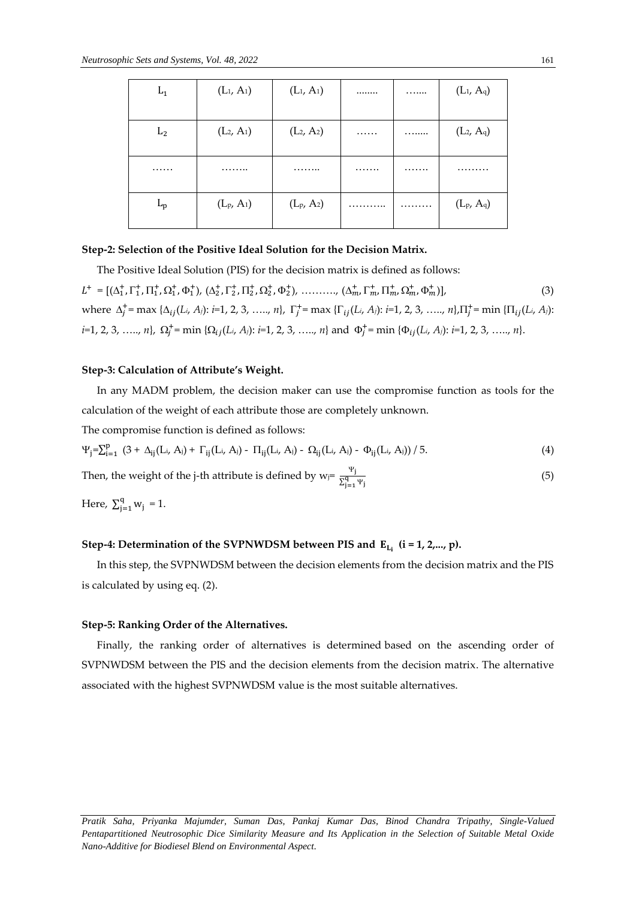| $L_1$ | $(L_1, A_1)$ | $(L_1, A_1)$ | …….. | ……. | $(L_1, A_q)$ |
|---|---|---|---|---|---|
| $L_2$ | $(L_2, A_1)$ | $(L_2, A_2)$ | …… | ……. | $(L_2, A_q)$ |
| …… | …….. | …….. | ……. | ……. | ……… |
| $L_p$ | $(L_p, A_1)$ | $(L_p, A_2)$ | ……….. | ……… | $(L_p, A_q)$ |

**Step-2: Selection of the Positive Ideal Solution for the Decision Matrix.**

The Positive Ideal Solution (PIS) for the decision matrix is defined as follows:

$$L^+ = [(\Delta_1^+, \Gamma_1^+, \Pi_1^+, \Omega_1^+, \Phi_1^+), (\Delta_2^+, \Gamma_2^+, \Pi_2^+, \Omega_2^+, \Phi_2^+), \ldots\ldots\ldots, (\Delta_m^+, \Gamma_m^+, \Pi_m^+, \Omega_m^+, \Phi_m^+)], \tag{3}$$

where $\Delta_j^+ = \max\{\Delta_{ij}(L_i, A_j): i=1, 2, 3, \ldots, n\}$, $\Gamma_j^+ = \max\{\Gamma_{ij}(L_i, A_j): i=1, 2, 3, \ldots, n\}$, $\Pi_j^+ = \min\{\Pi_{ij}(L_i, A_j): i=1, 2, 3, \ldots, n\}$, $\Omega_j^+ = \min\{\Omega_{ij}(L_i, A_j): i=1, 2, 3, \ldots, n\}$ and $\Phi_j^+ = \min\{\Phi_{ij}(L_i, A_j): i=1, 2, 3, \ldots, n\}$.

**Step-3: Calculation of Attribute's Weight.**

In any MADM problem, the decision maker can use the compromise function as tools for the calculation of the weight of each attribute those are completely unknown.

The compromise function is defined as follows:

$$\Psi_j = \sum_{i=1}^{p} (3 + \Delta_{ij}(L_i, A_j) + \Gamma_{ij}(L_i, A_j) - \Pi_{ij}(L_i, A_j) - \Omega_{ij}(L_i, A_j) - \Phi_{ij}(L_i, A_j)) / 5. \tag{4}$$

Then, the weight of the j-th attribute is defined by $w_j = \frac{\Psi_j}{\sum_{j=1}^{q} \Psi_j}$ (5)

Here, $\sum_{j=1}^{q} w_j = 1$.

**Step-4: Determination of the SVPNWDSM between PIS and $E_{L_i}$ (i = 1, 2,..., p).**

In this step, the SVPNWDSM between the decision elements from the decision matrix and the PIS is calculated by using eq. (2).

**Step-5: Ranking Order of the Alternatives.**

Finally, the ranking order of alternatives is determined based on the ascending order of SVPNWDSM between the PIS and the decision elements from the decision matrix. The alternative associated with the highest SVPNWDSM value is the most suitable alternatives.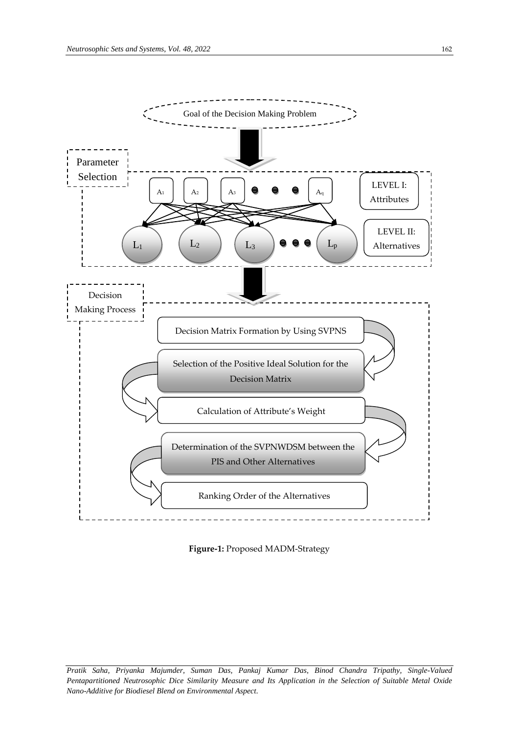Goal of the Decision Making Problem

Parameter Selection

$A_1$ $A_2$ $A_3$ ... $A_q$ — LEVEL I: Attributes

$L_1$ $L_2$ $L_3$ ... $L_p$ — LEVEL II: Alternatives

Decision Making Process

Decision Matrix Formation by Using SVPNS

Selection of the Positive Ideal Solution for the Decision Matrix

Calculation of Attribute's Weight

Determination of the SVPNWDSM between the PIS and Other Alternatives

Ranking Order of the Alternatives

**Figure-1:** Proposed MADM-Strategy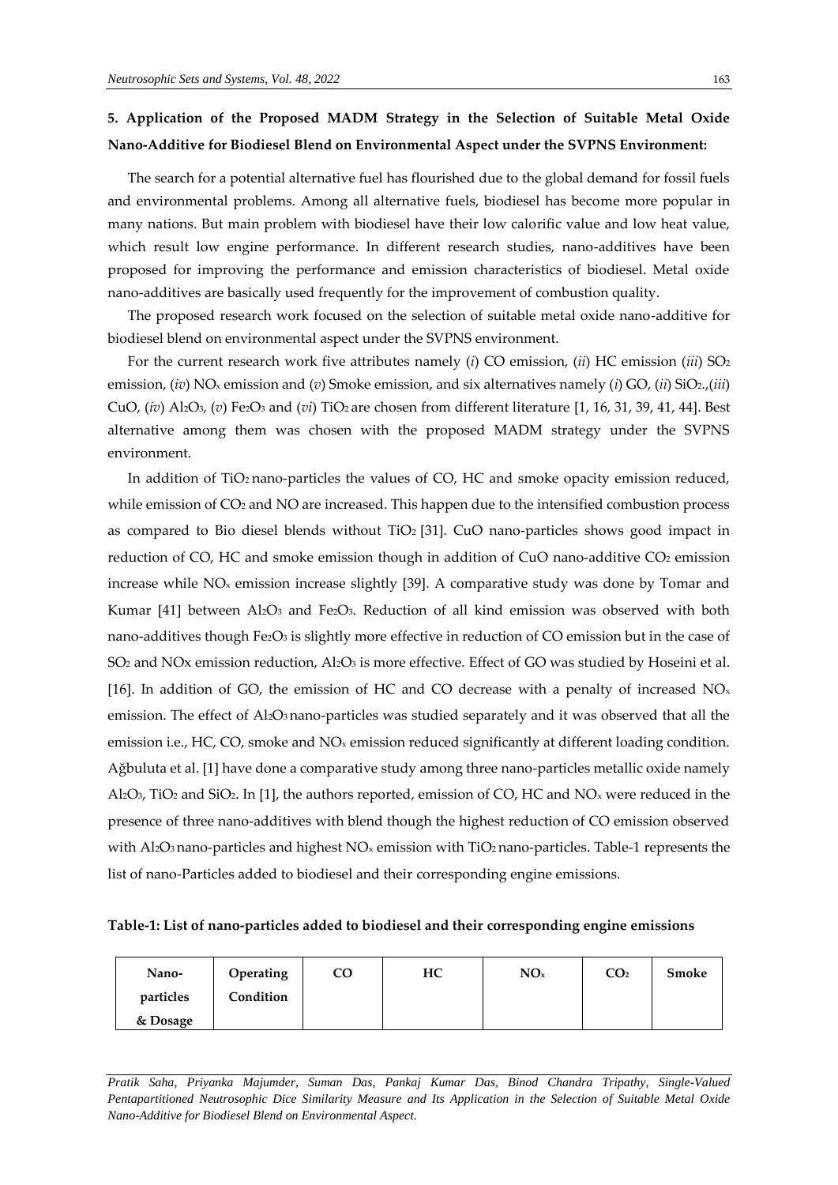## 5. Application of the Proposed MADM Strategy in the Selection of Suitable Metal Oxide Nano-Additive for Biodiesel Blend on Environmental Aspect under the SVPNS Environment:

The search for a potential alternative fuel has flourished due to the global demand for fossil fuels and environmental problems. Among all alternative fuels, biodiesel has become more popular in many nations. But main problem with biodiesel have their low calorific value and low heat value, which result low engine performance. In different research studies, nano-additives have been proposed for improving the performance and emission characteristics of biodiesel. Metal oxide nano-additives are basically used frequently for the improvement of combustion quality.

The proposed research work focused on the selection of suitable metal oxide nano-additive for biodiesel blend on environmental aspect under the SVPNS environment.

For the current research work five attributes namely (*i*) CO emission, (*ii*) HC emission (*iii*) $SO_2$ emission, (*iv*) $NO_x$ emission and (*v*) Smoke emission, and six alternatives namely (*i*) GO, (*ii*) $SiO_2$.,(*iii*) CuO, (*iv*) $Al_2O_3$, (*v*) $Fe_2O_3$ and (*vi*) $TiO_2$ are chosen from different literature [1, 16, 31, 39, 41, 44]. Best alternative among them was chosen with the proposed MADM strategy under the SVPNS environment.

In addition of $TiO_2$ nano-particles the values of CO, HC and smoke opacity emission reduced, while emission of $CO_2$ and NO are increased. This happen due to the intensified combustion process as compared to Bio diesel blends without $TiO_2$ [31]. CuO nano-particles shows good impact in reduction of CO, HC and smoke emission though in addition of CuO nano-additive $CO_2$ emission increase while $NO_x$ emission increase slightly [39]. A comparative study was done by Tomar and Kumar [41] between $Al_2O_3$ and $Fe_2O_3$. Reduction of all kind emission was observed with both nano-additives though $Fe_2O_3$ is slightly more effective in reduction of CO emission but in the case of $SO_2$ and NOx emission reduction, $Al_2O_3$ is more effective. Effect of GO was studied by Hoseini et al. [16]. In addition of GO, the emission of HC and CO decrease with a penalty of increased $NO_x$ emission. The effect of $Al_2O_3$ nano-particles was studied separately and it was observed that all the emission i.e., HC, CO, smoke and $NO_x$ emission reduced significantly at different loading condition. Ağbuluta et al. [1] have done a comparative study among three nano-particles metallic oxide namely $Al_2O_3$, $TiO_2$ and $SiO_2$. In [1], the authors reported, emission of CO, HC and $NO_x$ were reduced in the presence of three nano-additives with blend though the highest reduction of CO emission observed with $Al_2O_3$ nano-particles and highest $NO_x$ emission with $TiO_2$ nano-particles. Table-1 represents the list of nano-Particles added to biodiesel and their corresponding engine emissions.

**Table-1: List of nano-particles added to biodiesel and their corresponding engine emissions**

| Nano-particles & Dosage | Operating Condition | CO | HC | $NO_x$ | $CO_2$ | Smoke |
|---|---|---|---|---|---|---|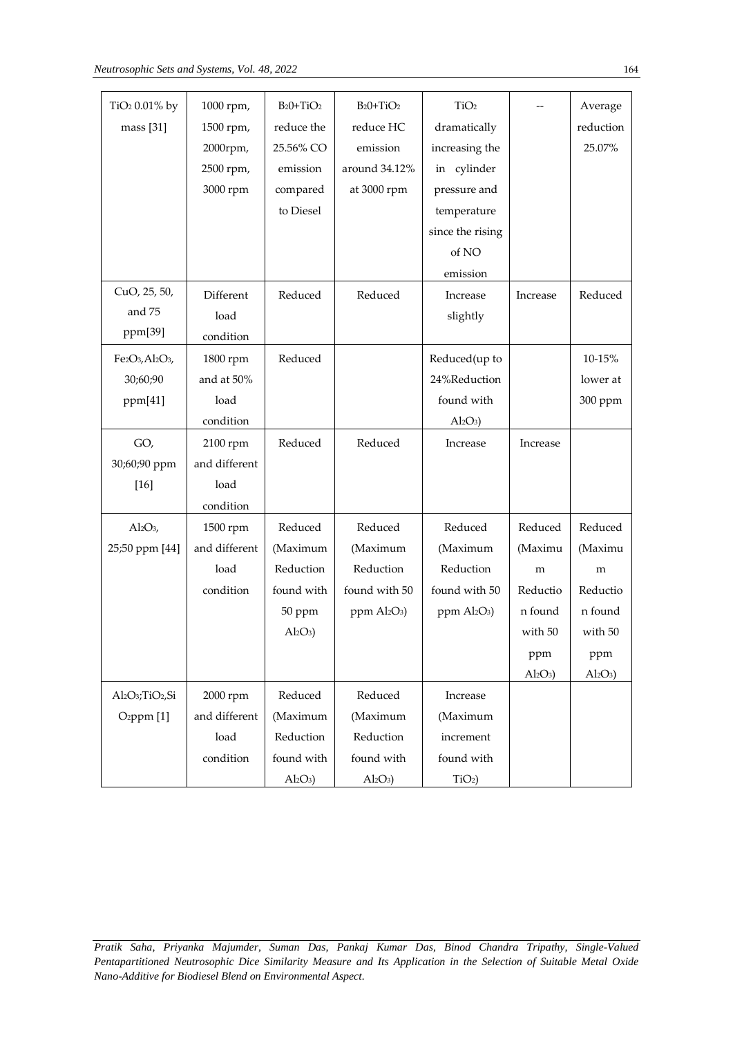| | | | | | | |
|---|---|---|---|---|---|---|
| $TiO_2$ 0.01% by mass [31] | 1000 rpm, 1500 rpm, 2000rpm, 2500 rpm, 3000 rpm | B20+$TiO_2$ reduce the 25.56% CO emission compared to Diesel | B20+$TiO_2$ reduce HC emission around 34.12% at 3000 rpm | $TiO_2$ dramatically increasing the in cylinder pressure and temperature since the rising of NO emission | -- | Average reduction 25.07% |
| CuO, 25, 50, and 75 ppm[39] | Different load condition | Reduced | Reduced | Increase slightly | Increase | Reduced |
| $Fe_2O_3$,$Al_2O_3$, 30;60;90 ppm[41] | 1800 rpm and at 50% load condition | Reduced | | Reduced(up to 24%Reduction found with $Al_2O_3$) | | 10-15% lower at 300 ppm |
| GO, 30;60;90 ppm [16] | 2100 rpm and different load condition | Reduced | Reduced | Increase | Increase | |
| $Al_2O_3$, 25;50 ppm [44] | 1500 rpm and different load condition | Reduced (Maximum Reduction found with 50 ppm $Al_2O_3$) | Reduced (Maximum Reduction found with 50 ppm $Al_2O_3$) | Reduced (Maximum Reduction found with 50 ppm $Al_2O_3$) | Reduced (Maximum Reduction found with 50 ppm $Al_2O_3$) | Reduced (Maximum Reduction found with 50 ppm $Al_2O_3$) |
| $Al_2O_3$;$TiO_2$,$SiO_2$ppm [1] | 2000 rpm and different load condition | Reduced (Maximum Reduction found with $Al_2O_3$) | Reduced (Maximum Reduction found with $Al_2O_3$) | Increase (Maximum increment found with $TiO_2$) | | |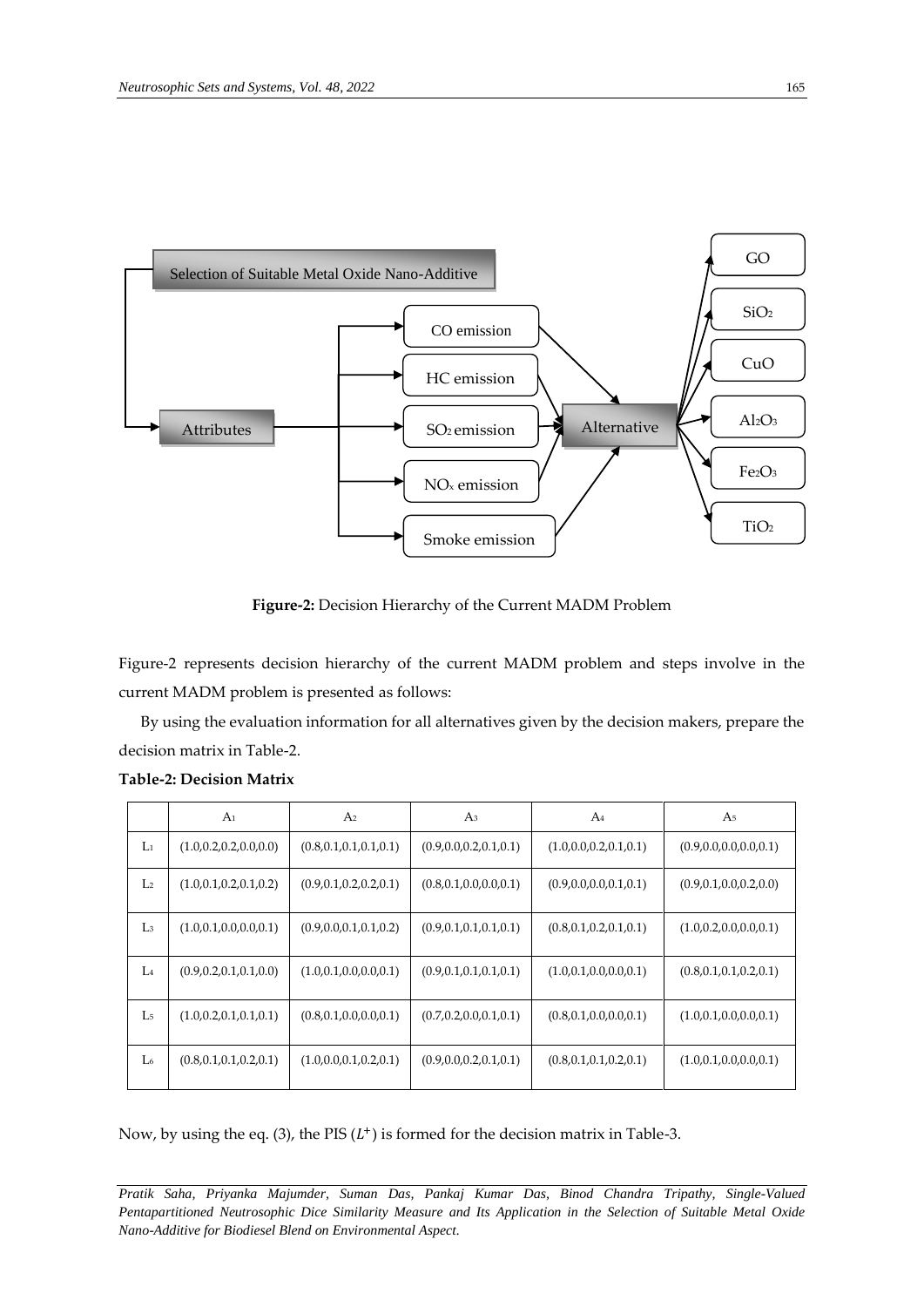**Figure-2:** Decision Hierarchy of the Current MADM Problem

Figure-2 represents decision hierarchy of the current MADM problem and steps involve in the current MADM problem is presented as follows:

By using the evaluation information for all alternatives given by the decision makers, prepare the decision matrix in Table-2.

**Table-2: Decision Matrix**

| | $A_1$ | $A_2$ | $A_3$ | $A_4$ | $A_5$ |
|---|---|---|---|---|---|
| $L_1$ | (1.0,0.2,0.2,0.0,0.0) | (0.8,0.1,0.1,0.1,0.1) | (0.9,0.0,0.2,0.1,0.1) | (1.0,0.0,0.2,0.1,0.1) | (0.9,0.0,0.0,0.0,0.1) |
| $L_2$ | (1.0,0.1,0.2,0.1,0.2) | (0.9,0.1,0.2,0.2,0.1) | (0.8,0.1,0.0,0.0,0.1) | (0.9,0.0,0.0,0.1,0.1) | (0.9,0.1,0.0,0.2,0.0) |
| $L_3$ | (1.0,0.1,0.0,0.0,0.1) | (0.9,0.0,0.1,0.1,0.2) | (0.9,0.1,0.1,0.1,0.1) | (0.8,0.1,0.2,0.1,0.1) | (1.0,0.2,0.0,0.0,0.1) |
| $L_4$ | (0.9,0.2,0.1,0.1,0.0) | (1.0,0.1,0.0,0.0,0.1) | (0.9,0.1,0.1,0.1,0.1) | (1.0,0.1,0.0,0.0,0.1) | (0.8,0.1,0.1,0.2,0.1) |
| $L_5$ | (1.0,0.2,0.1,0.1,0.1) | (0.8,0.1,0.0,0.0,0.1) | (0.7,0.2,0.0,0.1,0.1) | (0.8,0.1,0.0,0.0,0.1) | (1.0,0.1,0.0,0.0,0.1) |
| $L_6$ | (0.8,0.1,0.1,0.2,0.1) | (1.0,0.0,0.1,0.2,0.1) | (0.9,0.0,0.2,0.1,0.1) | (0.8,0.1,0.1,0.2,0.1) | (1.0,0.1,0.0,0.0,0.1) |

Now, by using the eq. (3), the PIS ($L^{+}$) is formed for the decision matrix in Table-3.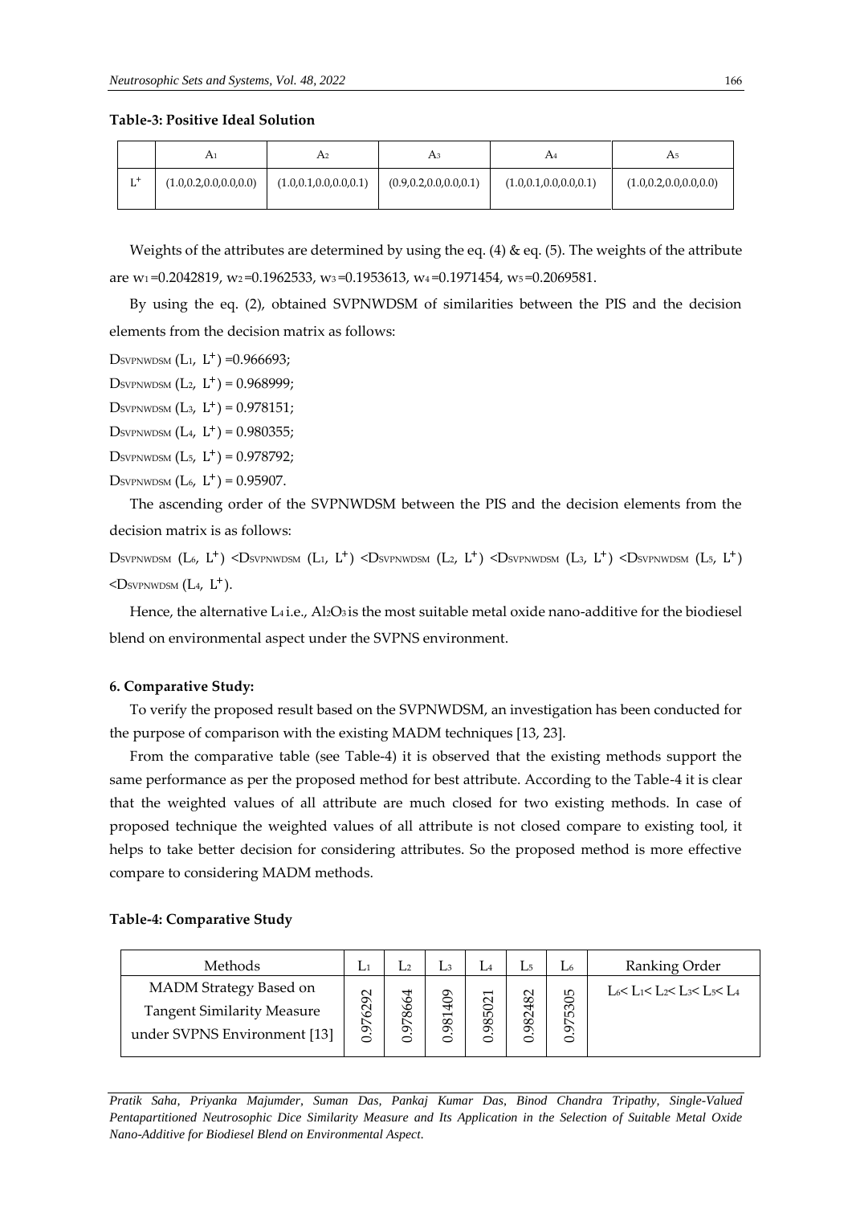**Table-3: Positive Ideal Solution**

| | $A_1$ | $A_2$ | $A_3$ | $A_4$ | $A_5$ |
|---|---|---|---|---|---|
| $L^+$ | (1.0,0.2,0.0,0.0,0.0) | (1.0,0.1,0.0,0.0,0.1) | (0.9,0.2,0.0,0.0,0.1) | (1.0,0.1,0.0,0.0,0.1) | (1.0,0.2,0.0,0.0,0.0) |

Weights of the attributes are determined by using the eq. (4) & eq. (5). The weights of the attribute are $w_1$=0.2042819, $w_2$=0.1962533, $w_3$=0.1953613, $w_4$=0.1971454, $w_5$=0.2069581.

By using the eq. (2), obtained SVPNWDSM of similarities between the PIS and the decision elements from the decision matrix as follows:

$D_{SVPNWDSM}(L_1, L^+)$ =0.966693;

$D_{SVPNWDSM}(L_2, L^+)$ = 0.968999;

$D_{SVPNWDSM}(L_3, L^+)$ = 0.978151;

$D_{SVPNWDSM}(L_4, L^+)$ = 0.980355;

$D_{SVPNWDSM}(L_5, L^+)$ = 0.978792;

$D_{SVPNWDSM}(L_6, L^+)$ = 0.95907.

The ascending order of the SVPNWDSM between the PIS and the decision elements from the decision matrix is as follows:

$D_{SVPNWDSM}(L_6, L^+) < D_{SVPNWDSM}(L_1, L^+) < D_{SVPNWDSM}(L_2, L^+) < D_{SVPNWDSM}(L_3, L^+) < D_{SVPNWDSM}(L_5, L^+) < D_{SVPNWDSM}(L_4, L^+)$.

Hence, the alternative $L_4$ i.e., $Al_2O_3$ is the most suitable metal oxide nano-additive for the biodiesel blend on environmental aspect under the SVPNS environment.

### 6. Comparative Study:

To verify the proposed result based on the SVPNWDSM, an investigation has been conducted for the purpose of comparison with the existing MADM techniques [13, 23].

From the comparative table (see Table-4) it is observed that the existing methods support the same performance as per the proposed method for best attribute. According to the Table-4 it is clear that the weighted values of all attribute are much closed for two existing methods. In case of proposed technique the weighted values of all attribute is not closed compare to existing tool, it helps to take better decision for considering attributes. So the proposed method is more effective compare to considering MADM methods.

**Table-4: Comparative Study**

| Methods | $L_1$ | $L_2$ | $L_3$ | $L_4$ | $L_5$ | $L_6$ | Ranking Order |
|---|---|---|---|---|---|---|---|
| MADM Strategy Based on Tangent Similarity Measure under SVPNS Environment [13] | 0.976292 | 0.978664 | 0.981409 | 0.985021 | 0.982482 | 0.975305 | $L_6 < L_1 < L_2 < L_3 < L_5 < L_4$ |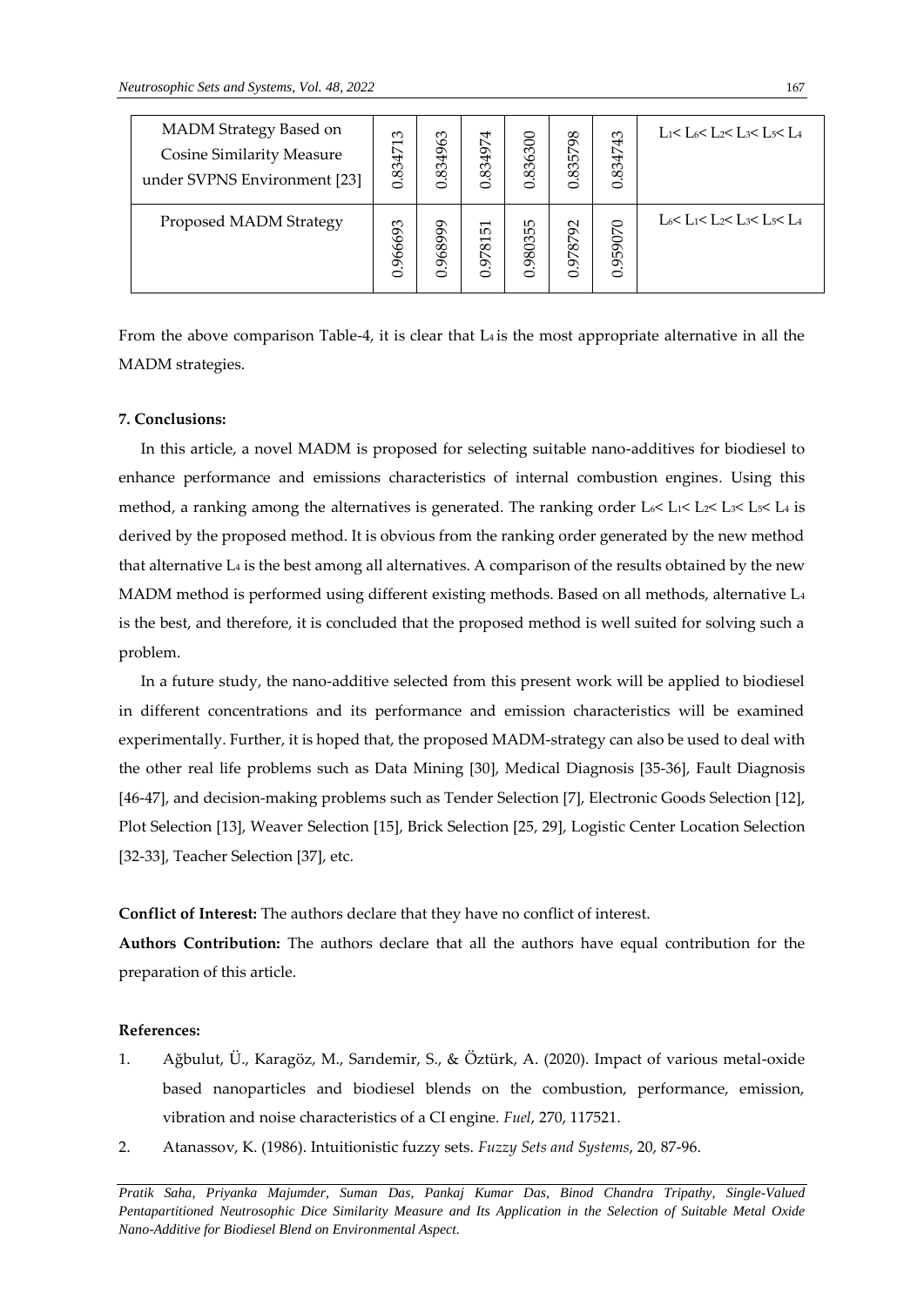| MADM Strategy Based on Cosine Similarity Measure under SVPNS Environment [23] | 0.834713 | 0.834963 | 0.834974 | 0.836300 | 0.835798 | 0.834743 | $L_1 < L_6 < L_2 < L_3 < L_5 < L_4$ |
|---|---|---|---|---|---|---|---|
| Proposed MADM Strategy | 0.966693 | 0.968999 | 0.978151 | 0.980355 | 0.978792 | 0.959070 | $L_6 < L_1 < L_2 < L_3 < L_5 < L_4$ |

From the above comparison Table-4, it is clear that $L_4$ is the most appropriate alternative in all the MADM strategies.

**7. Conclusions:**

In this article, a novel MADM is proposed for selecting suitable nano-additives for biodiesel to enhance performance and emissions characteristics of internal combustion engines. Using this method, a ranking among the alternatives is generated. The ranking order $L_6 < L_1 < L_2 < L_3 < L_5 < L_4$ is derived by the proposed method. It is obvious from the ranking order generated by the new method that alternative $L_4$ is the best among all alternatives. A comparison of the results obtained by the new MADM method is performed using different existing methods. Based on all methods, alternative $L_4$ is the best, and therefore, it is concluded that the proposed method is well suited for solving such a problem.

In a future study, the nano-additive selected from this present work will be applied to biodiesel in different concentrations and its performance and emission characteristics will be examined experimentally. Further, it is hoped that, the proposed MADM-strategy can also be used to deal with the other real life problems such as Data Mining [30], Medical Diagnosis [35-36], Fault Diagnosis [46-47], and decision-making problems such as Tender Selection [7], Electronic Goods Selection [12], Plot Selection [13], Weaver Selection [15], Brick Selection [25, 29], Logistic Center Location Selection [32-33], Teacher Selection [37], etc.

**Conflict of Interest:** The authors declare that they have no conflict of interest.

**Authors Contribution:** The authors declare that all the authors have equal contribution for the preparation of this article.

**References:**

1. Ağbulut, Ü., Karagöz, M., Sarıdemir, S., & Öztürk, A. (2020). Impact of various metal-oxide based nanoparticles and biodiesel blends on the combustion, performance, emission, vibration and noise characteristics of a CI engine. *Fuel*, 270, 117521.
2. Atanassov, K. (1986). Intuitionistic fuzzy sets. *Fuzzy Sets and Systems*, 20, 87-96.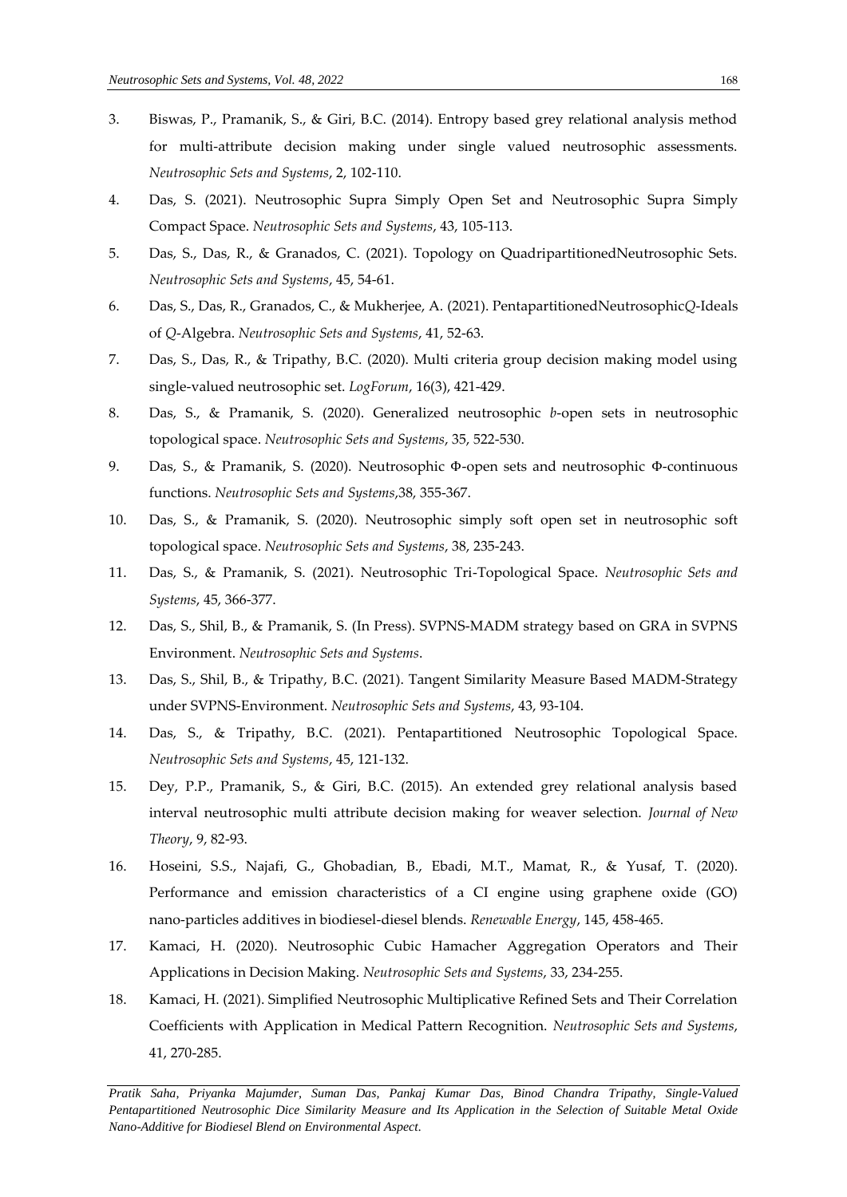3. Biswas, P., Pramanik, S., & Giri, B.C. (2014). Entropy based grey relational analysis method for multi-attribute decision making under single valued neutrosophic assessments. *Neutrosophic Sets and Systems*, 2, 102-110.
4. Das, S. (2021). Neutrosophic Supra Simply Open Set and Neutrosophic Supra Simply Compact Space. *Neutrosophic Sets and Systems*, 43, 105-113.
5. Das, S., Das, R., & Granados, C. (2021). Topology on QuadripartitionedNeutrosophic Sets. *Neutrosophic Sets and Systems*, 45, 54-61.
6. Das, S., Das, R., Granados, C., & Mukherjee, A. (2021). PentapartitionedNeutrosophic*Q*-Ideals of *Q*-Algebra. *Neutrosophic Sets and Systems*, 41, 52-63.
7. Das, S., Das, R., & Tripathy, B.C. (2020). Multi criteria group decision making model using single-valued neutrosophic set. *LogForum*, 16(3), 421-429.
8. Das, S., & Pramanik, S. (2020). Generalized neutrosophic *b*-open sets in neutrosophic topological space. *Neutrosophic Sets and Systems*, 35, 522-530.
9. Das, S., & Pramanik, S. (2020). Neutrosophic Φ-open sets and neutrosophic Φ-continuous functions. *Neutrosophic Sets and Systems*,38, 355-367.
10. Das, S., & Pramanik, S. (2020). Neutrosophic simply soft open set in neutrosophic soft topological space. *Neutrosophic Sets and Systems*, 38, 235-243.
11. Das, S., & Pramanik, S. (2021). Neutrosophic Tri-Topological Space. *Neutrosophic Sets and Systems*, 45, 366-377.
12. Das, S., Shil, B., & Pramanik, S. (In Press). SVPNS-MADM strategy based on GRA in SVPNS Environment. *Neutrosophic Sets and Systems*.
13. Das, S., Shil, B., & Tripathy, B.C. (2021). Tangent Similarity Measure Based MADM-Strategy under SVPNS-Environment. *Neutrosophic Sets and Systems*, 43, 93-104.
14. Das, S., & Tripathy, B.C. (2021). Pentapartitioned Neutrosophic Topological Space. *Neutrosophic Sets and Systems*, 45, 121-132.
15. Dey, P.P., Pramanik, S., & Giri, B.C. (2015). An extended grey relational analysis based interval neutrosophic multi attribute decision making for weaver selection. *Journal of New Theory*, 9, 82-93.
16. Hoseini, S.S., Najafi, G., Ghobadian, B., Ebadi, M.T., Mamat, R., & Yusaf, T. (2020). Performance and emission characteristics of a CI engine using graphene oxide (GO) nano-particles additives in biodiesel-diesel blends. *Renewable Energy*, 145, 458-465.
17. Kamaci, H. (2020). Neutrosophic Cubic Hamacher Aggregation Operators and Their Applications in Decision Making. *Neutrosophic Sets and Systems*, 33, 234-255.
18. Kamaci, H. (2021). Simplified Neutrosophic Multiplicative Refined Sets and Their Correlation Coefficients with Application in Medical Pattern Recognition. *Neutrosophic Sets and Systems*, 41, 270-285.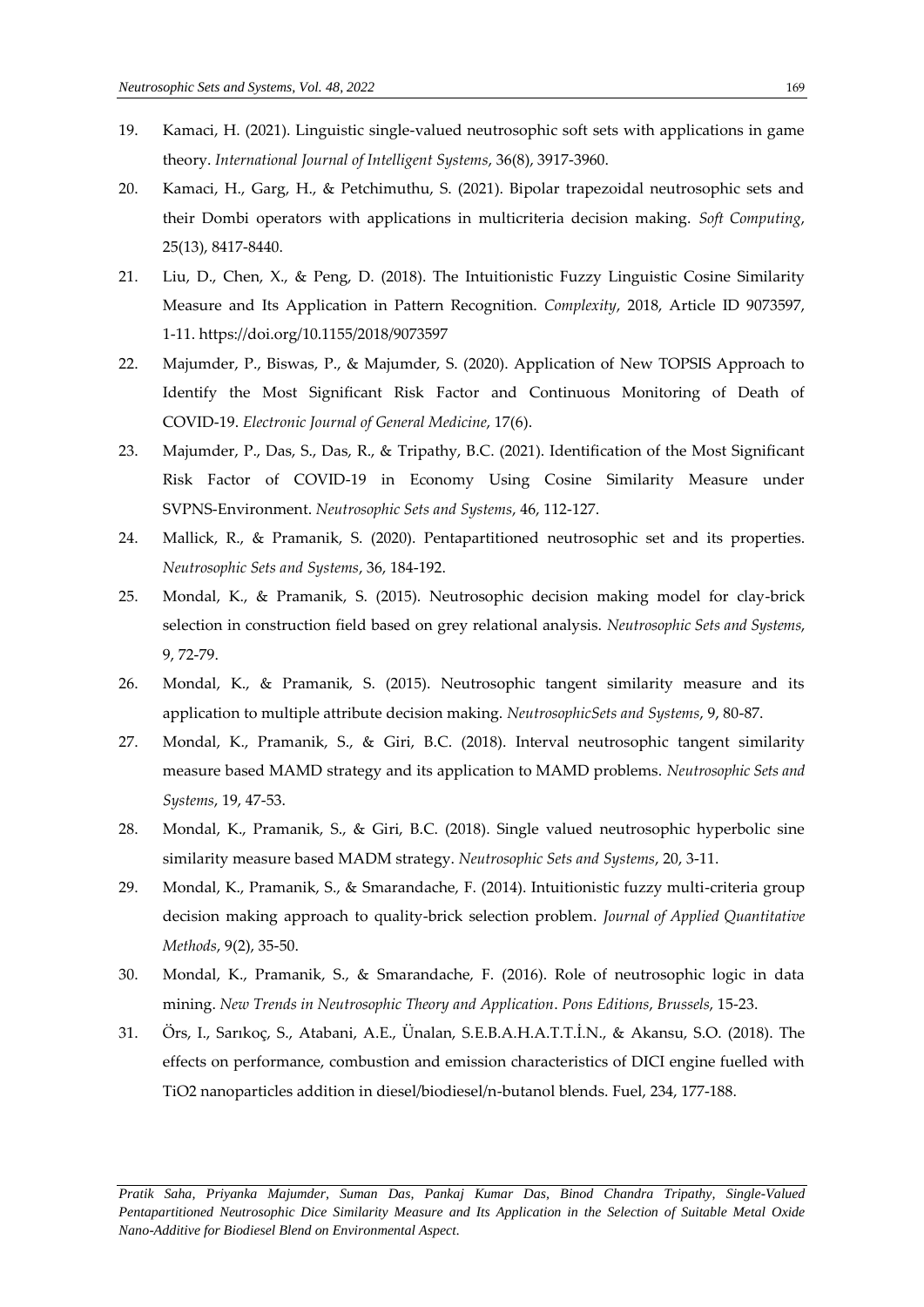19. Kamaci, H. (2021). Linguistic single-valued neutrosophic soft sets with applications in game theory. *International Journal of Intelligent Systems*, 36(8), 3917-3960.
20. Kamaci, H., Garg, H., & Petchimuthu, S. (2021). Bipolar trapezoidal neutrosophic sets and their Dombi operators with applications in multicriteria decision making. *Soft Computing*, 25(13), 8417-8440.
21. Liu, D., Chen, X., & Peng, D. (2018). The Intuitionistic Fuzzy Linguistic Cosine Similarity Measure and Its Application in Pattern Recognition. *Complexity*, 2018, Article ID 9073597, 1-11. https://doi.org/10.1155/2018/9073597
22. Majumder, P., Biswas, P., & Majumder, S. (2020). Application of New TOPSIS Approach to Identify the Most Significant Risk Factor and Continuous Monitoring of Death of COVID-19. *Electronic Journal of General Medicine*, 17(6).
23. Majumder, P., Das, S., Das, R., & Tripathy, B.C. (2021). Identification of the Most Significant Risk Factor of COVID-19 in Economy Using Cosine Similarity Measure under SVPNS-Environment. *Neutrosophic Sets and Systems*, 46, 112-127.
24. Mallick, R., & Pramanik, S. (2020). Pentapartitioned neutrosophic set and its properties. *Neutrosophic Sets and Systems*, 36, 184-192.
25. Mondal, K., & Pramanik, S. (2015). Neutrosophic decision making model for clay-brick selection in construction field based on grey relational analysis. *Neutrosophic Sets and Systems*, 9, 72-79.
26. Mondal, K., & Pramanik, S. (2015). Neutrosophic tangent similarity measure and its application to multiple attribute decision making. *NeutrosophicSets and Systems*, 9, 80-87.
27. Mondal, K., Pramanik, S., & Giri, B.C. (2018). Interval neutrosophic tangent similarity measure based MAMD strategy and its application to MAMD problems. *Neutrosophic Sets and Systems*, 19, 47-53.
28. Mondal, K., Pramanik, S., & Giri, B.C. (2018). Single valued neutrosophic hyperbolic sine similarity measure based MADM strategy. *Neutrosophic Sets and Systems*, 20, 3-11.
29. Mondal, K., Pramanik, S., & Smarandache, F. (2014). Intuitionistic fuzzy multi-criteria group decision making approach to quality-brick selection problem. *Journal of Applied Quantitative Methods*, 9(2), 35-50.
30. Mondal, K., Pramanik, S., & Smarandache, F. (2016). Role of neutrosophic logic in data mining. *New Trends in Neutrosophic Theory and Application*. *Pons Editions*, *Brussels*, 15-23.
31. Örs, I., Sarıkoç, S., Atabani, A.E., Ünalan, S.E.B.A.H.A.T.T.İ.N., & Akansu, S.O. (2018). The effects on performance, combustion and emission characteristics of DICI engine fuelled with $TiO_2$ nanoparticles addition in diesel/biodiesel/n-butanol blends. Fuel, 234, 177-188.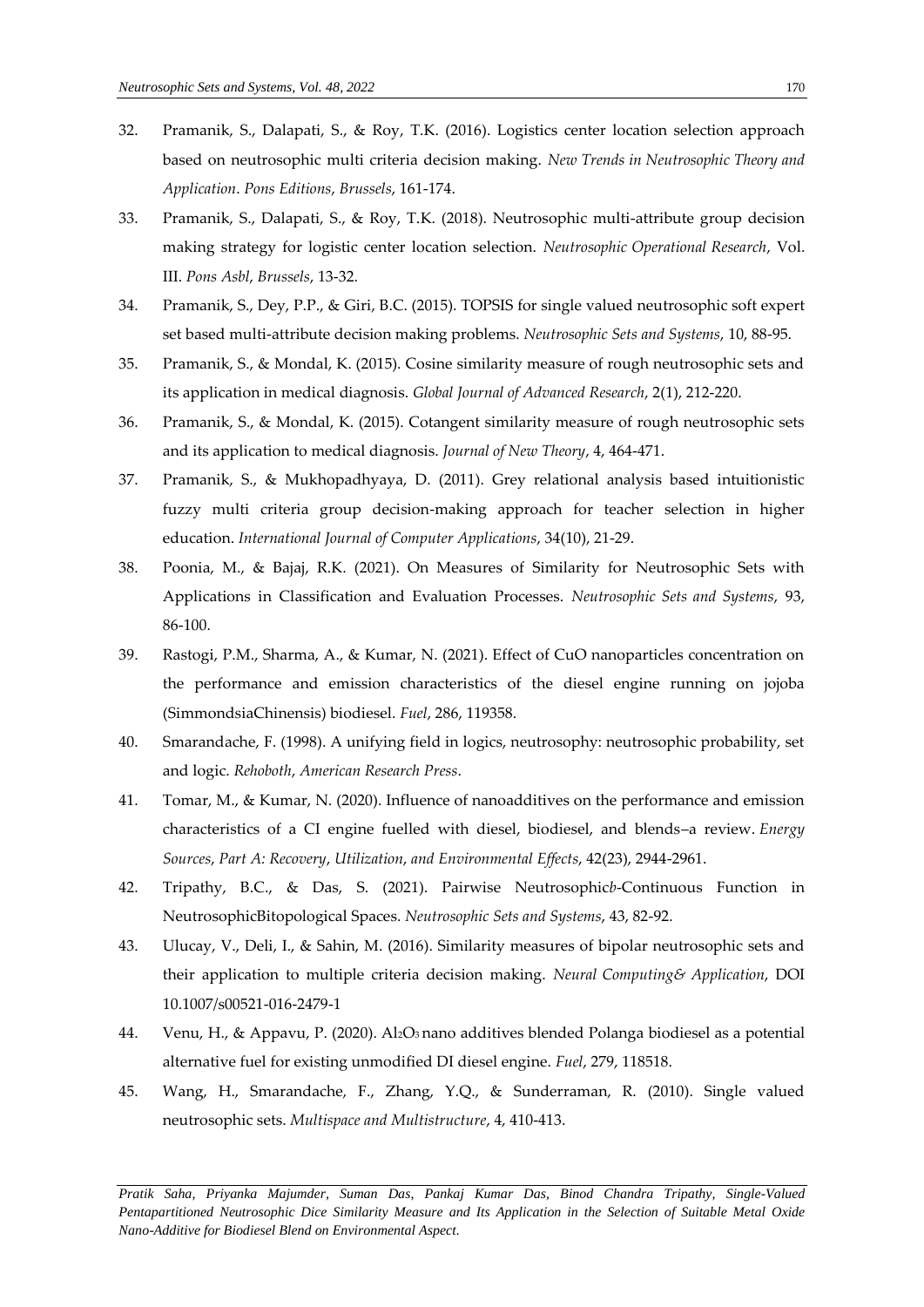32. Pramanik, S., Dalapati, S., & Roy, T.K. (2016). Logistics center location selection approach based on neutrosophic multi criteria decision making. *New Trends in Neutrosophic Theory and Application*. *Pons Editions*, *Brussels*, 161-174.
33. Pramanik, S., Dalapati, S., & Roy, T.K. (2018). Neutrosophic multi-attribute group decision making strategy for logistic center location selection. *Neutrosophic Operational Research*, Vol. III. *Pons Asbl*, *Brussels*, 13-32.
34. Pramanik, S., Dey, P.P., & Giri, B.C. (2015). TOPSIS for single valued neutrosophic soft expert set based multi-attribute decision making problems. *Neutrosophic Sets and Systems*, 10, 88-95.
35. Pramanik, S., & Mondal, K. (2015). Cosine similarity measure of rough neutrosophic sets and its application in medical diagnosis. *Global Journal of Advanced Research*, 2(1), 212-220.
36. Pramanik, S., & Mondal, K. (2015). Cotangent similarity measure of rough neutrosophic sets and its application to medical diagnosis. *Journal of New Theory*, 4, 464-471.
37. Pramanik, S., & Mukhopadhyaya, D. (2011). Grey relational analysis based intuitionistic fuzzy multi criteria group decision-making approach for teacher selection in higher education. *International Journal of Computer Applications*, 34(10), 21-29.
38. Poonia, M., & Bajaj, R.K. (2021). On Measures of Similarity for Neutrosophic Sets with Applications in Classification and Evaluation Processes. *Neutrosophic Sets and Systems*, 93, 86-100.
39. Rastogi, P.M., Sharma, A., & Kumar, N. (2021). Effect of CuO nanoparticles concentration on the performance and emission characteristics of the diesel engine running on jojoba (SimmondsiaChinensis) biodiesel. *Fuel*, 286, 119358.
40. Smarandache, F. (1998). A unifying field in logics, neutrosophy: neutrosophic probability, set and logic. *Rehoboth*, *American Research Press*.
41. Tomar, M., & Kumar, N. (2020). Influence of nanoadditives on the performance and emission characteristics of a CI engine fuelled with diesel, biodiesel, and blends–a review. *Energy Sources*, *Part A: Recovery*, *Utilization*, *and Environmental Effects*, 42(23), 2944-2961.
42. Tripathy, B.C., & Das, S. (2021). Pairwise Neutrosophic*b*-Continuous Function in NeutrosophicBitopological Spaces. *Neutrosophic Sets and Systems*, 43, 82-92.
43. Ulucay, V., Deli, I., & Sahin, M. (2016). Similarity measures of bipolar neutrosophic sets and their application to multiple criteria decision making. *Neural Computing& Application*, DOI 10.1007/s00521-016-2479-1
44. Venu, H., & Appavu, P. (2020). $Al_2O_3$ nano additives blended Polanga biodiesel as a potential alternative fuel for existing unmodified DI diesel engine. *Fuel*, 279, 118518.
45. Wang, H., Smarandache, F., Zhang, Y.Q., & Sunderraman, R. (2010). Single valued neutrosophic sets. *Multispace and Multistructure*, 4, 410-413.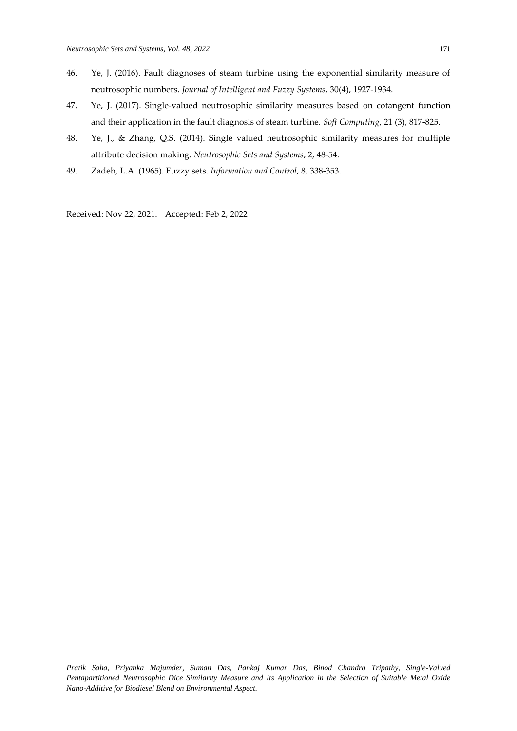46. Ye, J. (2016). Fault diagnoses of steam turbine using the exponential similarity measure of neutrosophic numbers. *Journal of Intelligent and Fuzzy Systems*, 30(4), 1927-1934.
47. Ye, J. (2017). Single-valued neutrosophic similarity measures based on cotangent function and their application in the fault diagnosis of steam turbine. *Soft Computing*, 21 (3), 817-825.
48. Ye, J., & Zhang, Q.S. (2014). Single valued neutrosophic similarity measures for multiple attribute decision making. *Neutrosophic Sets and Systems*, 2, 48-54.
49. Zadeh, L.A. (1965). Fuzzy sets. *Information and Control*, 8, 338-353.

Received: Nov 22, 2021. Accepted: Feb 2, 2022